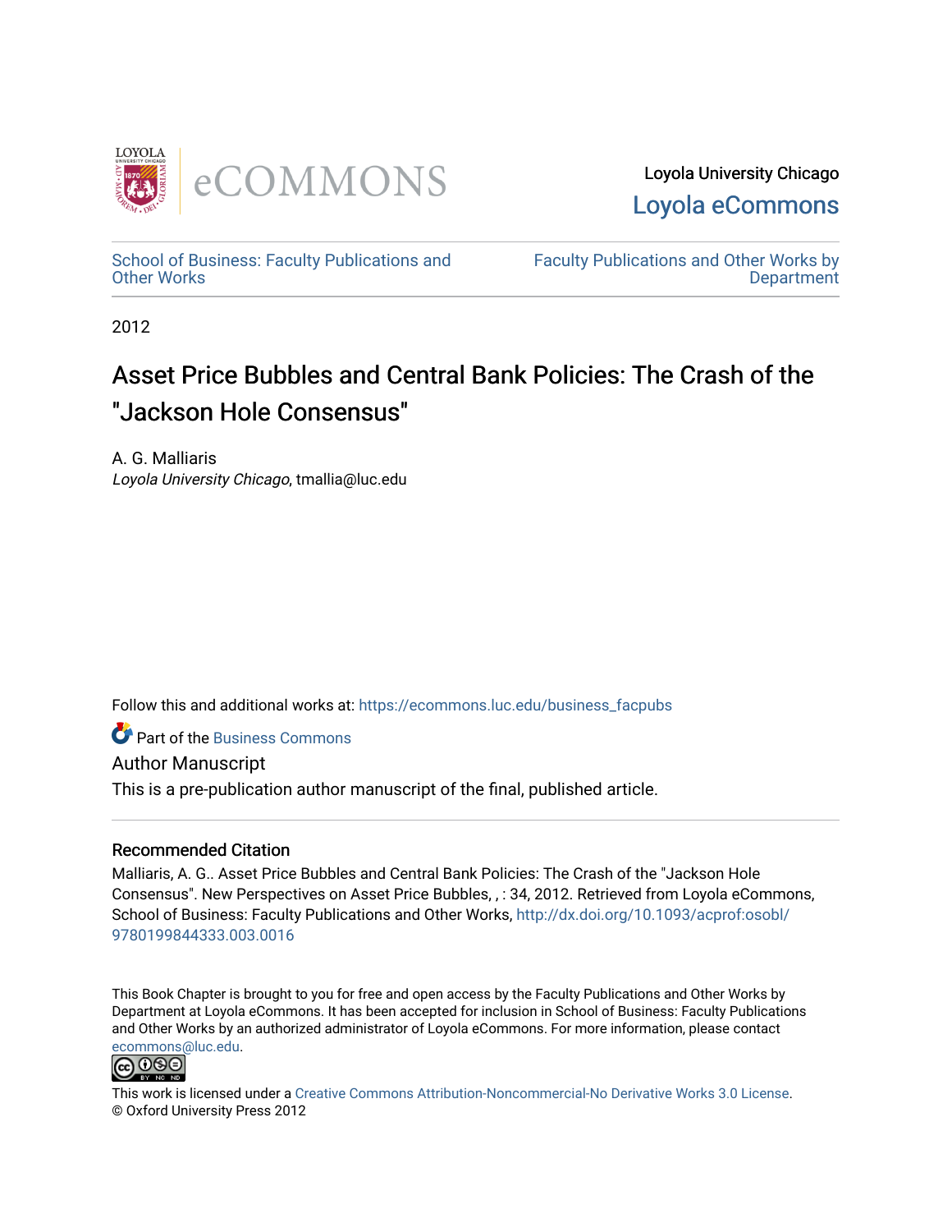Loyola University Chicago
Loyola eCommons

School of Business: Faculty Publications and Other Works

Faculty Publications and Other Works by Department

2012

# Asset Price Bubbles and Central Bank Policies: The Crash of the "Jackson Hole Consensus"

A. G. Malliaris
*Loyola University Chicago*, tmallia@luc.edu

Follow this and additional works at: https://ecommons.luc.edu/business_facpubs

Part of the Business Commons

Author Manuscript
This is a pre-publication author manuscript of the final, published article.

## Recommended Citation

Malliaris, A. G.. Asset Price Bubbles and Central Bank Policies: The Crash of the "Jackson Hole Consensus". New Perspectives on Asset Price Bubbles, , : 34, 2012. Retrieved from Loyola eCommons, School of Business: Faculty Publications and Other Works, http://dx.doi.org/10.1093/acprof:osobl/9780199844333.003.0016

This Book Chapter is brought to you for free and open access by the Faculty Publications and Other Works by Department at Loyola eCommons. It has been accepted for inclusion in School of Business: Faculty Publications and Other Works by an authorized administrator of Loyola eCommons. For more information, please contact ecommons@luc.edu.

This work is licensed under a Creative Commons Attribution-Noncommercial-No Derivative Works 3.0 License.
© Oxford University Press 2012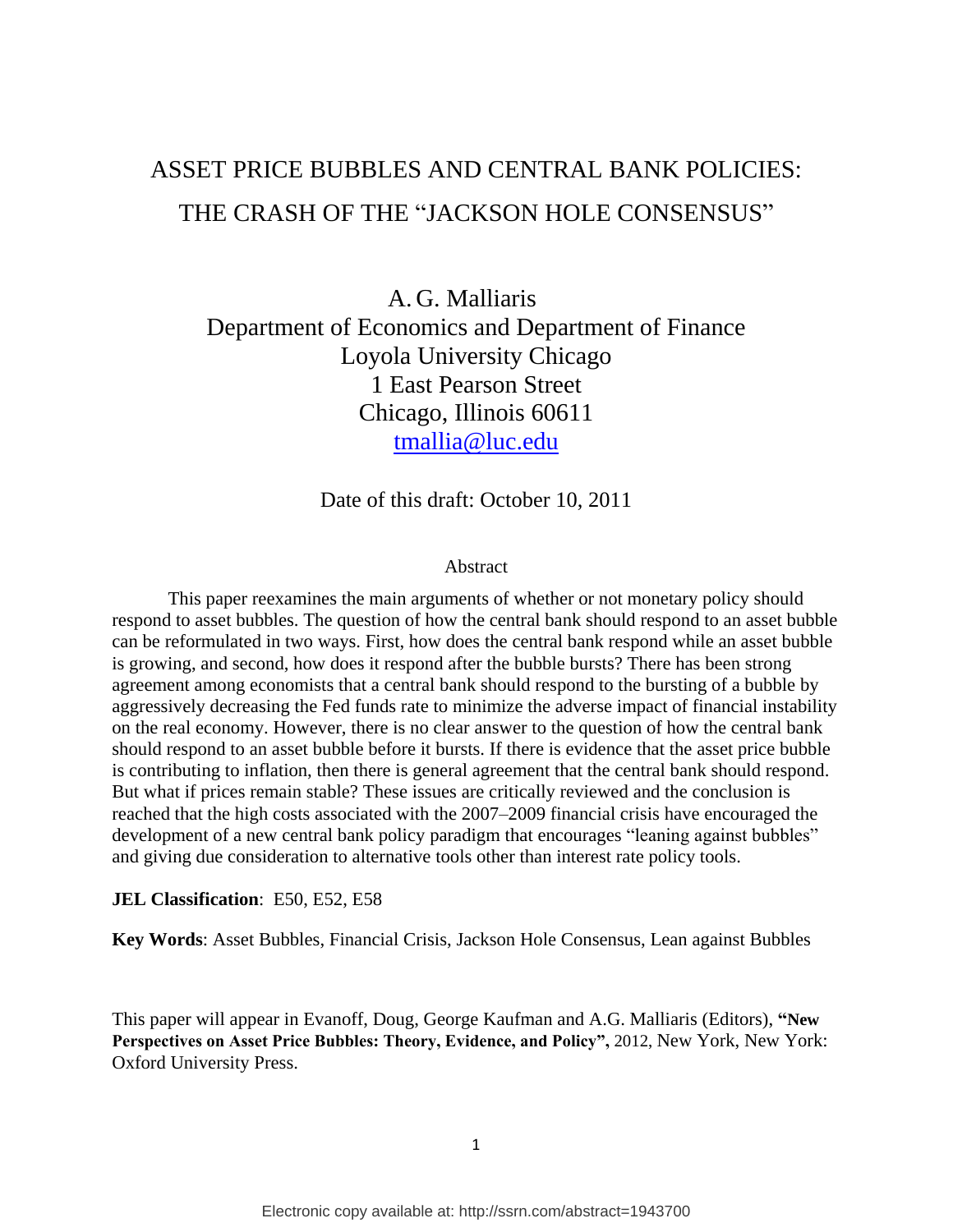# ASSET PRICE BUBBLES AND CENTRAL BANK POLICIES: THE CRASH OF THE "JACKSON HOLE CONSENSUS"

A. G. Malliaris
Department of Economics and Department of Finance
Loyola University Chicago
1 East Pearson Street
Chicago, Illinois 60611
tmallia@luc.edu

Date of this draft: October 10, 2011

## Abstract

This paper reexamines the main arguments of whether or not monetary policy should respond to asset bubbles. The question of how the central bank should respond to an asset bubble can be reformulated in two ways. First, how does the central bank respond while an asset bubble is growing, and second, how does it respond after the bubble bursts? There has been strong agreement among economists that a central bank should respond to the bursting of a bubble by aggressively decreasing the Fed funds rate to minimize the adverse impact of financial instability on the real economy. However, there is no clear answer to the question of how the central bank should respond to an asset bubble before it bursts. If there is evidence that the asset price bubble is contributing to inflation, then there is general agreement that the central bank should respond. But what if prices remain stable? These issues are critically reviewed and the conclusion is reached that the high costs associated with the 2007–2009 financial crisis have encouraged the development of a new central bank policy paradigm that encourages "leaning against bubbles" and giving due consideration to alternative tools other than interest rate policy tools.

**JEL Classification**: E50, E52, E58

**Key Words**: Asset Bubbles, Financial Crisis, Jackson Hole Consensus, Lean against Bubbles

This paper will appear in Evanoff, Doug, George Kaufman and A.G. Malliaris (Editors), **"New Perspectives on Asset Price Bubbles: Theory, Evidence, and Policy",** 2012, New York, New York: Oxford University Press.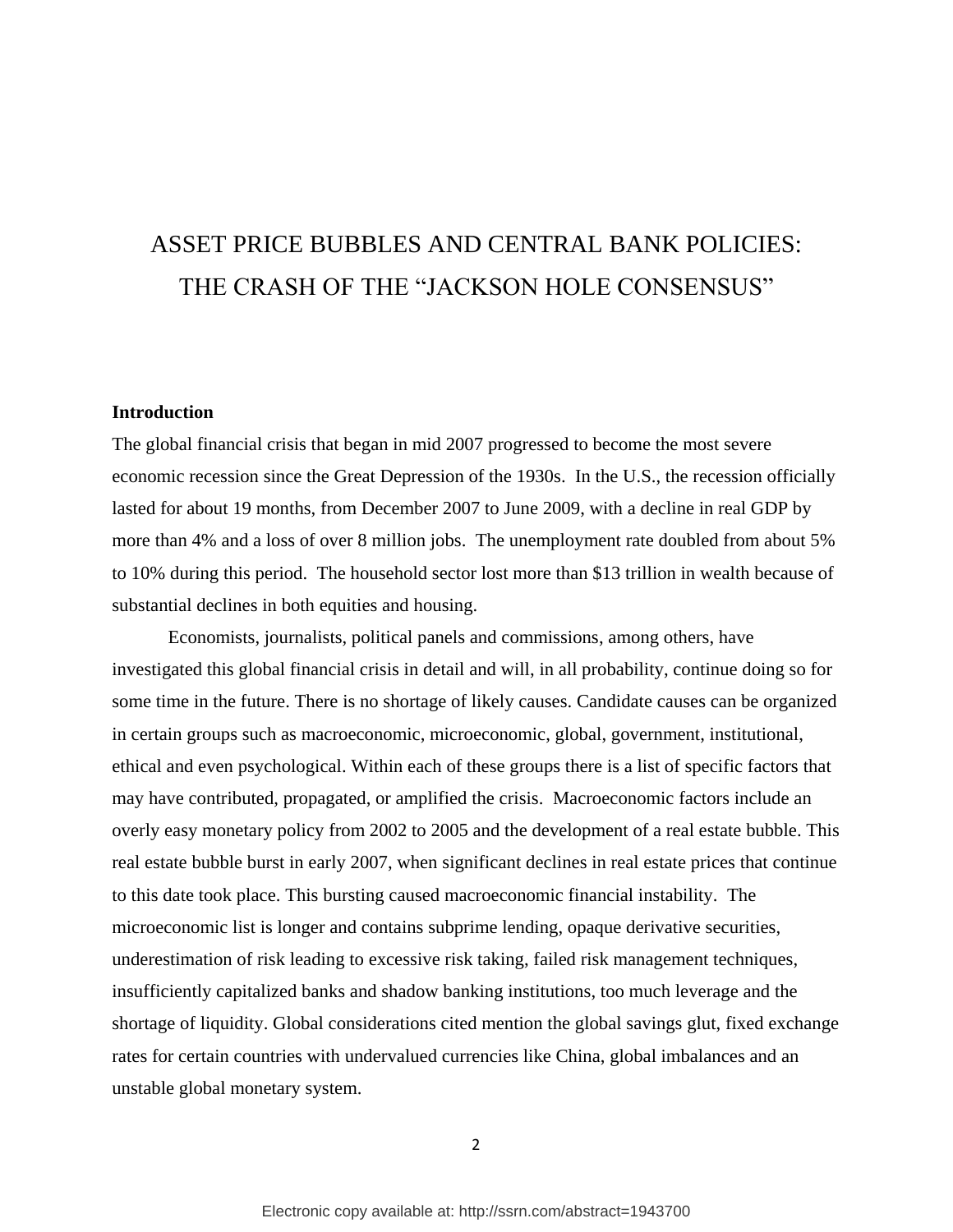# ASSET PRICE BUBBLES AND CENTRAL BANK POLICIES: THE CRASH OF THE "JACKSON HOLE CONSENSUS"

**Introduction**

The global financial crisis that began in mid 2007 progressed to become the most severe economic recession since the Great Depression of the 1930s. In the U.S., the recession officially lasted for about 19 months, from December 2007 to June 2009, with a decline in real GDP by more than 4% and a loss of over 8 million jobs. The unemployment rate doubled from about 5% to 10% during this period. The household sector lost more than $13 trillion in wealth because of substantial declines in both equities and housing.

Economists, journalists, political panels and commissions, among others, have investigated this global financial crisis in detail and will, in all probability, continue doing so for some time in the future. There is no shortage of likely causes. Candidate causes can be organized in certain groups such as macroeconomic, microeconomic, global, government, institutional, ethical and even psychological. Within each of these groups there is a list of specific factors that may have contributed, propagated, or amplified the crisis. Macroeconomic factors include an overly easy monetary policy from 2002 to 2005 and the development of a real estate bubble. This real estate bubble burst in early 2007, when significant declines in real estate prices that continue to this date took place. This bursting caused macroeconomic financial instability. The microeconomic list is longer and contains subprime lending, opaque derivative securities, underestimation of risk leading to excessive risk taking, failed risk management techniques, insufficiently capitalized banks and shadow banking institutions, too much leverage and the shortage of liquidity. Global considerations cited mention the global savings glut, fixed exchange rates for certain countries with undervalued currencies like China, global imbalances and an unstable global monetary system.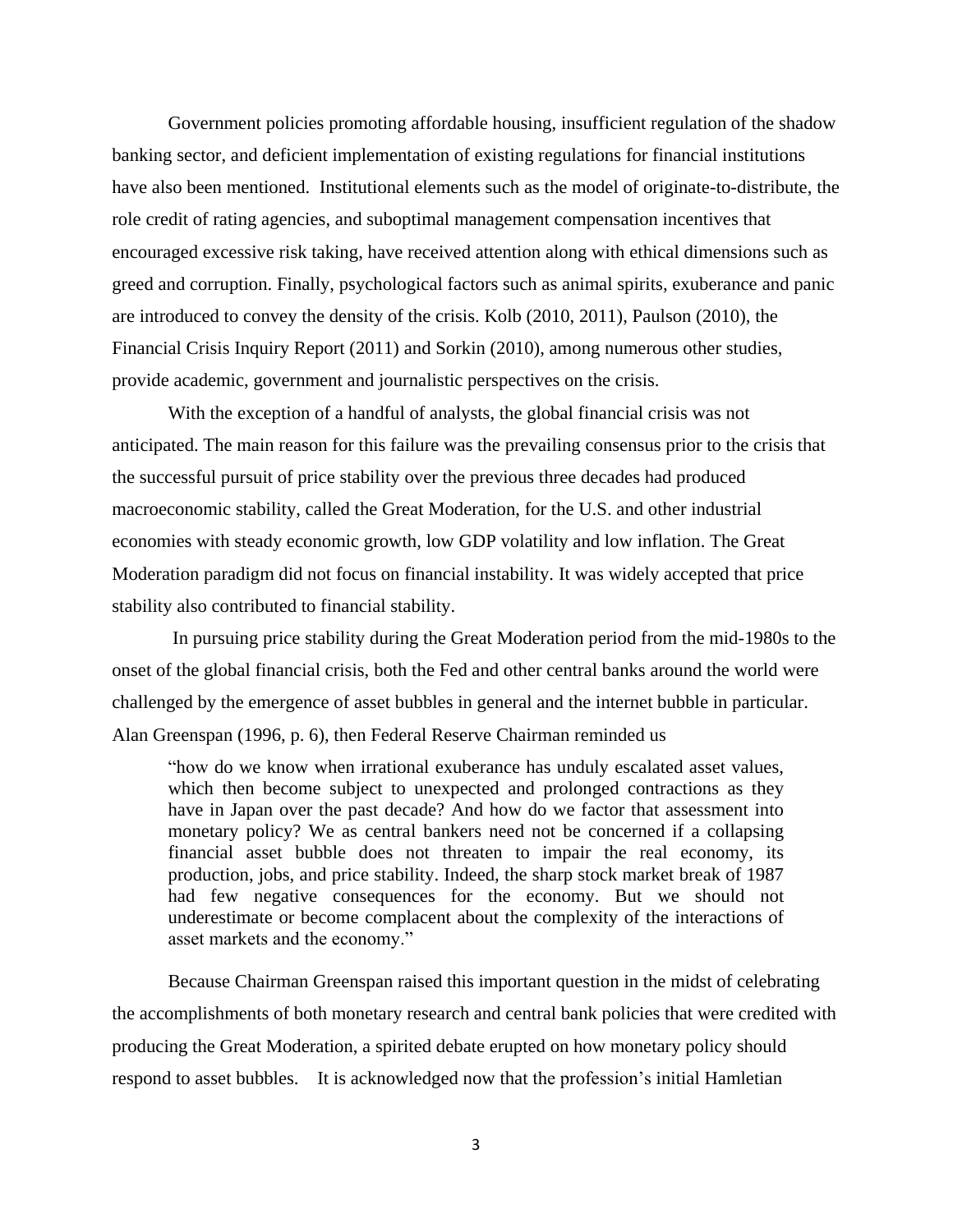Government policies promoting affordable housing, insufficient regulation of the shadow banking sector, and deficient implementation of existing regulations for financial institutions have also been mentioned. Institutional elements such as the model of originate-to-distribute, the role credit of rating agencies, and suboptimal management compensation incentives that encouraged excessive risk taking, have received attention along with ethical dimensions such as greed and corruption. Finally, psychological factors such as animal spirits, exuberance and panic are introduced to convey the density of the crisis. Kolb (2010, 2011), Paulson (2010), the Financial Crisis Inquiry Report (2011) and Sorkin (2010), among numerous other studies, provide academic, government and journalistic perspectives on the crisis.

With the exception of a handful of analysts, the global financial crisis was not anticipated. The main reason for this failure was the prevailing consensus prior to the crisis that the successful pursuit of price stability over the previous three decades had produced macroeconomic stability, called the Great Moderation, for the U.S. and other industrial economies with steady economic growth, low GDP volatility and low inflation. The Great Moderation paradigm did not focus on financial instability. It was widely accepted that price stability also contributed to financial stability.

In pursuing price stability during the Great Moderation period from the mid-1980s to the onset of the global financial crisis, both the Fed and other central banks around the world were challenged by the emergence of asset bubbles in general and the internet bubble in particular. Alan Greenspan (1996, p. 6), then Federal Reserve Chairman reminded us

> "how do we know when irrational exuberance has unduly escalated asset values, which then become subject to unexpected and prolonged contractions as they have in Japan over the past decade? And how do we factor that assessment into monetary policy? We as central bankers need not be concerned if a collapsing financial asset bubble does not threaten to impair the real economy, its production, jobs, and price stability. Indeed, the sharp stock market break of 1987 had few negative consequences for the economy. But we should not underestimate or become complacent about the complexity of the interactions of asset markets and the economy."

Because Chairman Greenspan raised this important question in the midst of celebrating the accomplishments of both monetary research and central bank policies that were credited with producing the Great Moderation, a spirited debate erupted on how monetary policy should respond to asset bubbles. It is acknowledged now that the profession's initial Hamletian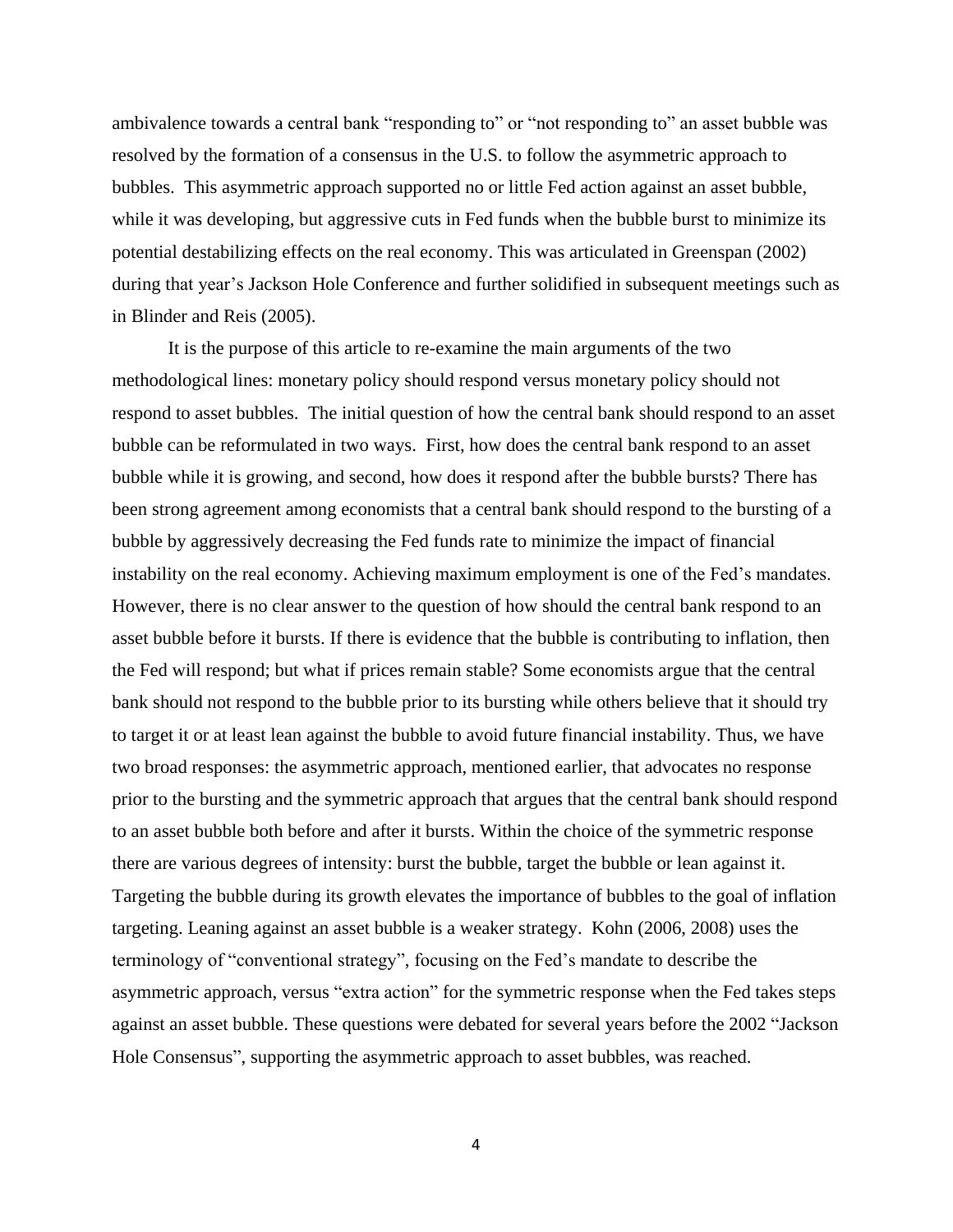ambivalence towards a central bank "responding to" or "not responding to" an asset bubble was resolved by the formation of a consensus in the U.S. to follow the asymmetric approach to bubbles. This asymmetric approach supported no or little Fed action against an asset bubble, while it was developing, but aggressive cuts in Fed funds when the bubble burst to minimize its potential destabilizing effects on the real economy. This was articulated in Greenspan (2002) during that year's Jackson Hole Conference and further solidified in subsequent meetings such as in Blinder and Reis (2005).

It is the purpose of this article to re-examine the main arguments of the two methodological lines: monetary policy should respond versus monetary policy should not respond to asset bubbles. The initial question of how the central bank should respond to an asset bubble can be reformulated in two ways. First, how does the central bank respond to an asset bubble while it is growing, and second, how does it respond after the bubble bursts? There has been strong agreement among economists that a central bank should respond to the bursting of a bubble by aggressively decreasing the Fed funds rate to minimize the impact of financial instability on the real economy. Achieving maximum employment is one of the Fed's mandates. However, there is no clear answer to the question of how should the central bank respond to an asset bubble before it bursts. If there is evidence that the bubble is contributing to inflation, then the Fed will respond; but what if prices remain stable? Some economists argue that the central bank should not respond to the bubble prior to its bursting while others believe that it should try to target it or at least lean against the bubble to avoid future financial instability. Thus, we have two broad responses: the asymmetric approach, mentioned earlier, that advocates no response prior to the bursting and the symmetric approach that argues that the central bank should respond to an asset bubble both before and after it bursts. Within the choice of the symmetric response there are various degrees of intensity: burst the bubble, target the bubble or lean against it. Targeting the bubble during its growth elevates the importance of bubbles to the goal of inflation targeting. Leaning against an asset bubble is a weaker strategy. Kohn (2006, 2008) uses the terminology of "conventional strategy", focusing on the Fed's mandate to describe the asymmetric approach, versus "extra action" for the symmetric response when the Fed takes steps against an asset bubble. These questions were debated for several years before the 2002 "Jackson Hole Consensus", supporting the asymmetric approach to asset bubbles, was reached.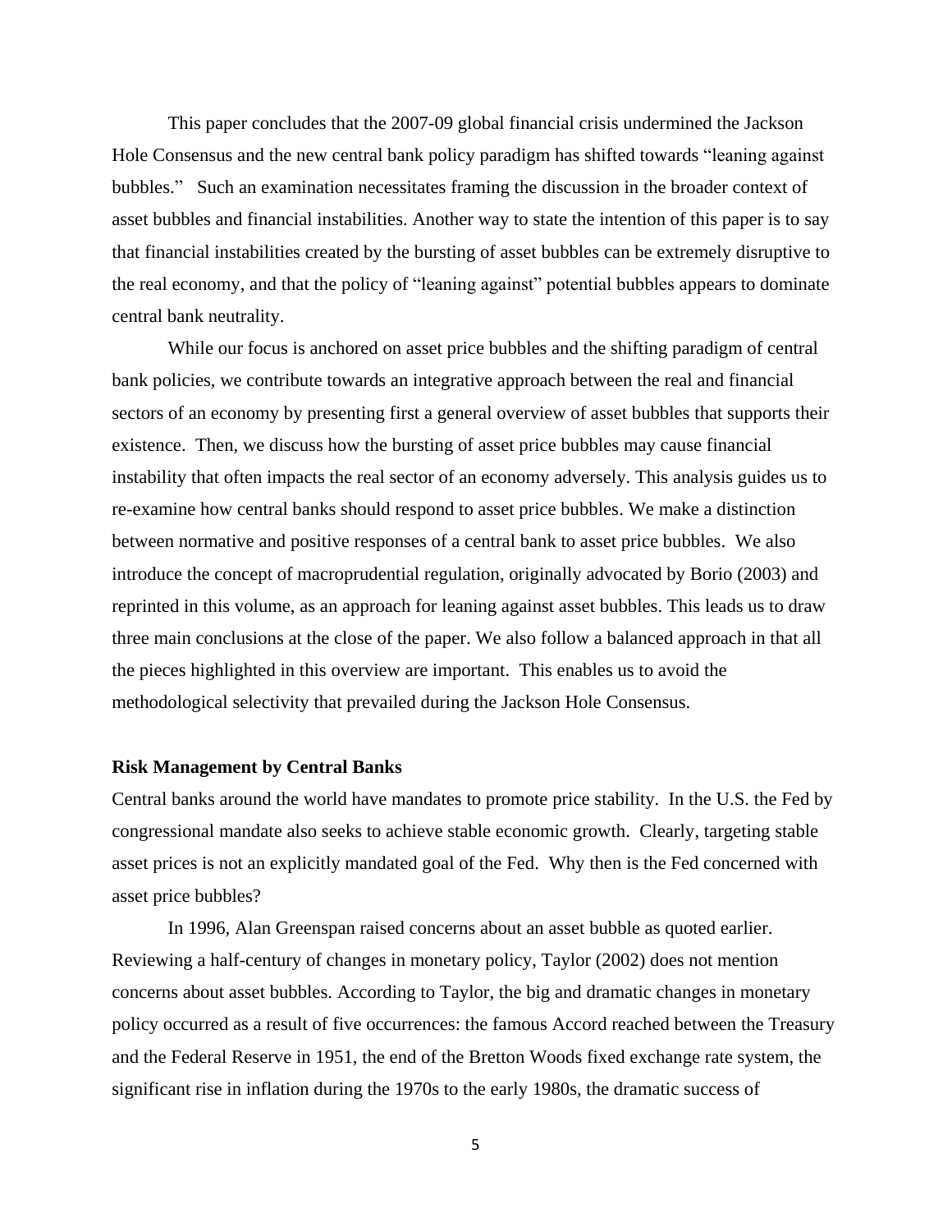This paper concludes that the 2007-09 global financial crisis undermined the Jackson Hole Consensus and the new central bank policy paradigm has shifted towards "leaning against bubbles." Such an examination necessitates framing the discussion in the broader context of asset bubbles and financial instabilities. Another way to state the intention of this paper is to say that financial instabilities created by the bursting of asset bubbles can be extremely disruptive to the real economy, and that the policy of "leaning against" potential bubbles appears to dominate central bank neutrality.

While our focus is anchored on asset price bubbles and the shifting paradigm of central bank policies, we contribute towards an integrative approach between the real and financial sectors of an economy by presenting first a general overview of asset bubbles that supports their existence. Then, we discuss how the bursting of asset price bubbles may cause financial instability that often impacts the real sector of an economy adversely. This analysis guides us to re-examine how central banks should respond to asset price bubbles. We make a distinction between normative and positive responses of a central bank to asset price bubbles. We also introduce the concept of macroprudential regulation, originally advocated by Borio (2003) and reprinted in this volume, as an approach for leaning against asset bubbles. This leads us to draw three main conclusions at the close of the paper. We also follow a balanced approach in that all the pieces highlighted in this overview are important. This enables us to avoid the methodological selectivity that prevailed during the Jackson Hole Consensus.

**Risk Management by Central Banks**

Central banks around the world have mandates to promote price stability. In the U.S. the Fed by congressional mandate also seeks to achieve stable economic growth. Clearly, targeting stable asset prices is not an explicitly mandated goal of the Fed. Why then is the Fed concerned with asset price bubbles?

In 1996, Alan Greenspan raised concerns about an asset bubble as quoted earlier. Reviewing a half-century of changes in monetary policy, Taylor (2002) does not mention concerns about asset bubbles. According to Taylor, the big and dramatic changes in monetary policy occurred as a result of five occurrences: the famous Accord reached between the Treasury and the Federal Reserve in 1951, the end of the Bretton Woods fixed exchange rate system, the significant rise in inflation during the 1970s to the early 1980s, the dramatic success of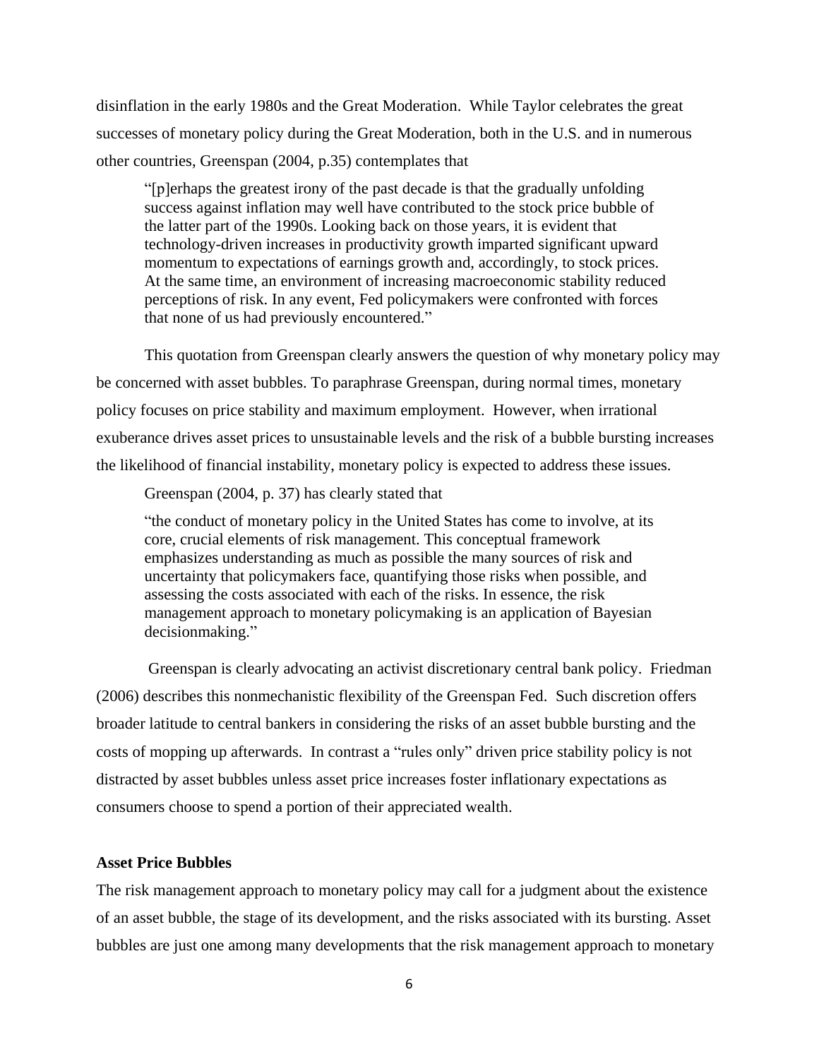disinflation in the early 1980s and the Great Moderation. While Taylor celebrates the great successes of monetary policy during the Great Moderation, both in the U.S. and in numerous other countries, Greenspan (2004, p.35) contemplates that

> "[p]erhaps the greatest irony of the past decade is that the gradually unfolding success against inflation may well have contributed to the stock price bubble of the latter part of the 1990s. Looking back on those years, it is evident that technology-driven increases in productivity growth imparted significant upward momentum to expectations of earnings growth and, accordingly, to stock prices. At the same time, an environment of increasing macroeconomic stability reduced perceptions of risk. In any event, Fed policymakers were confronted with forces that none of us had previously encountered."

This quotation from Greenspan clearly answers the question of why monetary policy may be concerned with asset bubbles. To paraphrase Greenspan, during normal times, monetary policy focuses on price stability and maximum employment. However, when irrational exuberance drives asset prices to unsustainable levels and the risk of a bubble bursting increases the likelihood of financial instability, monetary policy is expected to address these issues.

Greenspan (2004, p. 37) has clearly stated that

> "the conduct of monetary policy in the United States has come to involve, at its core, crucial elements of risk management. This conceptual framework emphasizes understanding as much as possible the many sources of risk and uncertainty that policymakers face, quantifying those risks when possible, and assessing the costs associated with each of the risks. In essence, the risk management approach to monetary policymaking is an application of Bayesian decisionmaking."

Greenspan is clearly advocating an activist discretionary central bank policy. Friedman (2006) describes this nonmechanistic flexibility of the Greenspan Fed. Such discretion offers broader latitude to central bankers in considering the risks of an asset bubble bursting and the costs of mopping up afterwards. In contrast a "rules only" driven price stability policy is not distracted by asset bubbles unless asset price increases foster inflationary expectations as consumers choose to spend a portion of their appreciated wealth.

**Asset Price Bubbles**

The risk management approach to monetary policy may call for a judgment about the existence of an asset bubble, the stage of its development, and the risks associated with its bursting. Asset bubbles are just one among many developments that the risk management approach to monetary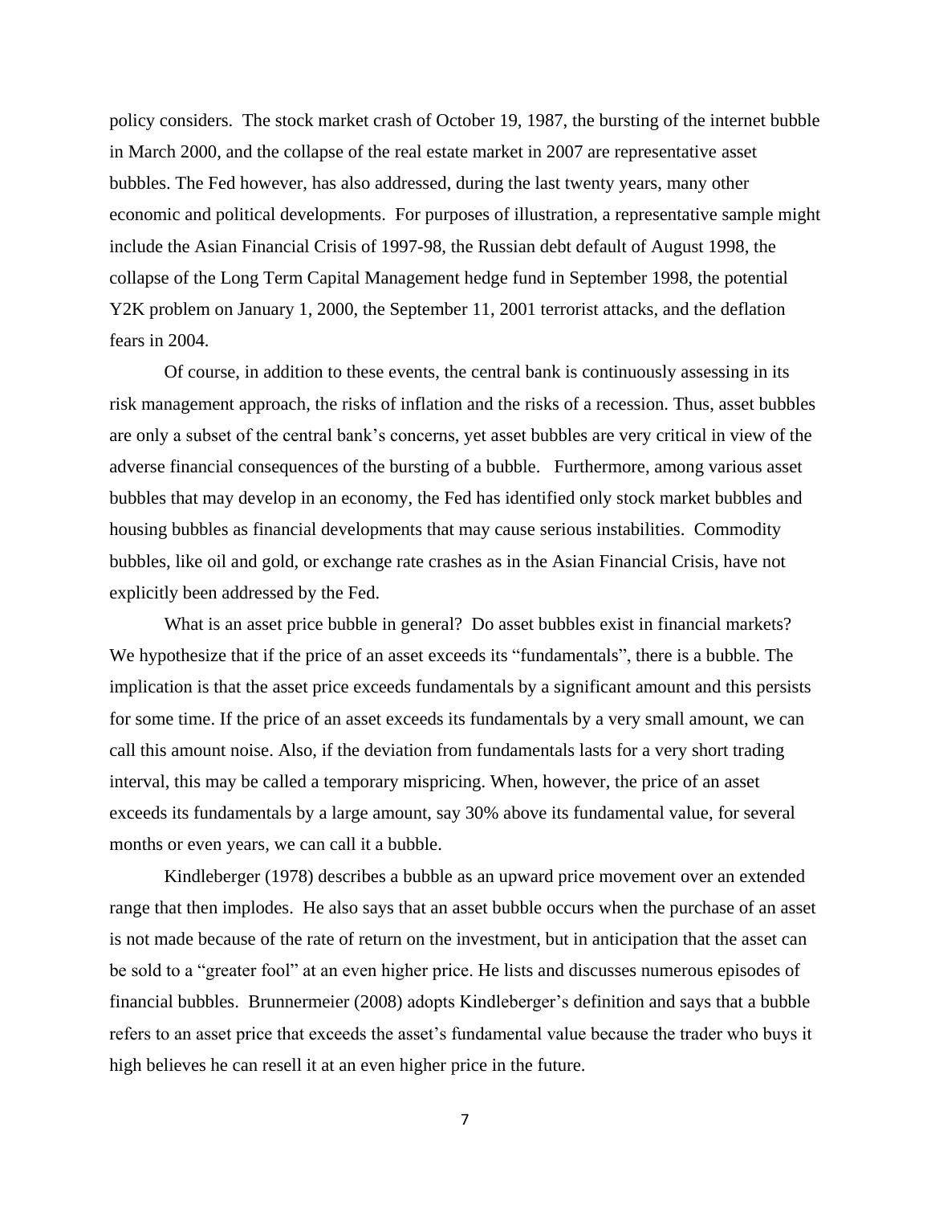policy considers. The stock market crash of October 19, 1987, the bursting of the internet bubble in March 2000, and the collapse of the real estate market in 2007 are representative asset bubbles. The Fed however, has also addressed, during the last twenty years, many other economic and political developments. For purposes of illustration, a representative sample might include the Asian Financial Crisis of 1997-98, the Russian debt default of August 1998, the collapse of the Long Term Capital Management hedge fund in September 1998, the potential Y2K problem on January 1, 2000, the September 11, 2001 terrorist attacks, and the deflation fears in 2004.

Of course, in addition to these events, the central bank is continuously assessing in its risk management approach, the risks of inflation and the risks of a recession. Thus, asset bubbles are only a subset of the central bank's concerns, yet asset bubbles are very critical in view of the adverse financial consequences of the bursting of a bubble. Furthermore, among various asset bubbles that may develop in an economy, the Fed has identified only stock market bubbles and housing bubbles as financial developments that may cause serious instabilities. Commodity bubbles, like oil and gold, or exchange rate crashes as in the Asian Financial Crisis, have not explicitly been addressed by the Fed.

What is an asset price bubble in general? Do asset bubbles exist in financial markets? We hypothesize that if the price of an asset exceeds its "fundamentals", there is a bubble. The implication is that the asset price exceeds fundamentals by a significant amount and this persists for some time. If the price of an asset exceeds its fundamentals by a very small amount, we can call this amount noise. Also, if the deviation from fundamentals lasts for a very short trading interval, this may be called a temporary mispricing. When, however, the price of an asset exceeds its fundamentals by a large amount, say 30% above its fundamental value, for several months or even years, we can call it a bubble.

Kindleberger (1978) describes a bubble as an upward price movement over an extended range that then implodes. He also says that an asset bubble occurs when the purchase of an asset is not made because of the rate of return on the investment, but in anticipation that the asset can be sold to a "greater fool" at an even higher price. He lists and discusses numerous episodes of financial bubbles. Brunnermeier (2008) adopts Kindleberger's definition and says that a bubble refers to an asset price that exceeds the asset's fundamental value because the trader who buys it high believes he can resell it at an even higher price in the future.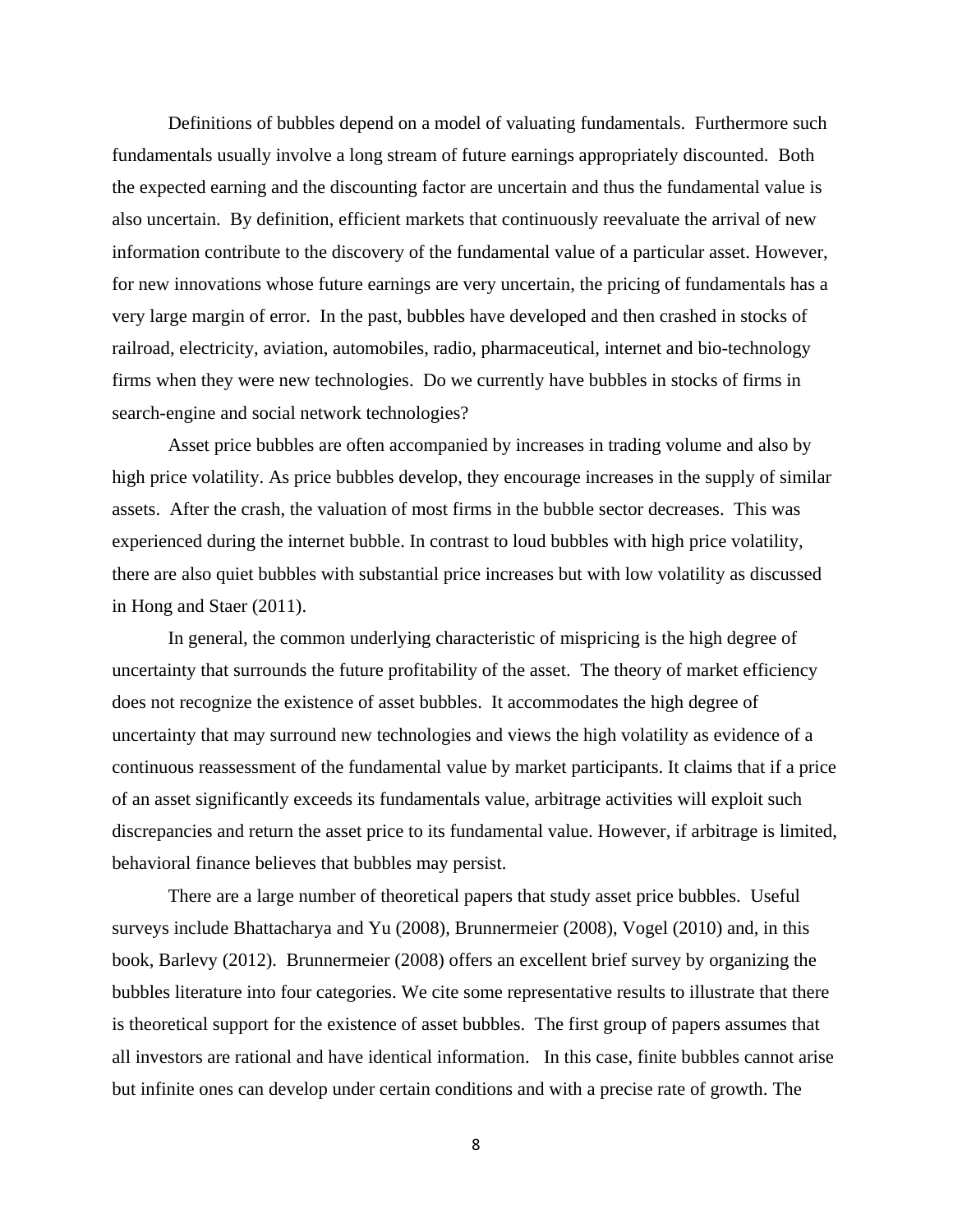Definitions of bubbles depend on a model of valuating fundamentals. Furthermore such fundamentals usually involve a long stream of future earnings appropriately discounted. Both the expected earning and the discounting factor are uncertain and thus the fundamental value is also uncertain. By definition, efficient markets that continuously reevaluate the arrival of new information contribute to the discovery of the fundamental value of a particular asset. However, for new innovations whose future earnings are very uncertain, the pricing of fundamentals has a very large margin of error. In the past, bubbles have developed and then crashed in stocks of railroad, electricity, aviation, automobiles, radio, pharmaceutical, internet and bio-technology firms when they were new technologies. Do we currently have bubbles in stocks of firms in search-engine and social network technologies?

Asset price bubbles are often accompanied by increases in trading volume and also by high price volatility. As price bubbles develop, they encourage increases in the supply of similar assets. After the crash, the valuation of most firms in the bubble sector decreases. This was experienced during the internet bubble. In contrast to loud bubbles with high price volatility, there are also quiet bubbles with substantial price increases but with low volatility as discussed in Hong and Staer (2011).

In general, the common underlying characteristic of mispricing is the high degree of uncertainty that surrounds the future profitability of the asset. The theory of market efficiency does not recognize the existence of asset bubbles. It accommodates the high degree of uncertainty that may surround new technologies and views the high volatility as evidence of a continuous reassessment of the fundamental value by market participants. It claims that if a price of an asset significantly exceeds its fundamentals value, arbitrage activities will exploit such discrepancies and return the asset price to its fundamental value. However, if arbitrage is limited, behavioral finance believes that bubbles may persist.

There are a large number of theoretical papers that study asset price bubbles. Useful surveys include Bhattacharya and Yu (2008), Brunnermeier (2008), Vogel (2010) and, in this book, Barlevy (2012). Brunnermeier (2008) offers an excellent brief survey by organizing the bubbles literature into four categories. We cite some representative results to illustrate that there is theoretical support for the existence of asset bubbles. The first group of papers assumes that all investors are rational and have identical information. In this case, finite bubbles cannot arise but infinite ones can develop under certain conditions and with a precise rate of growth. The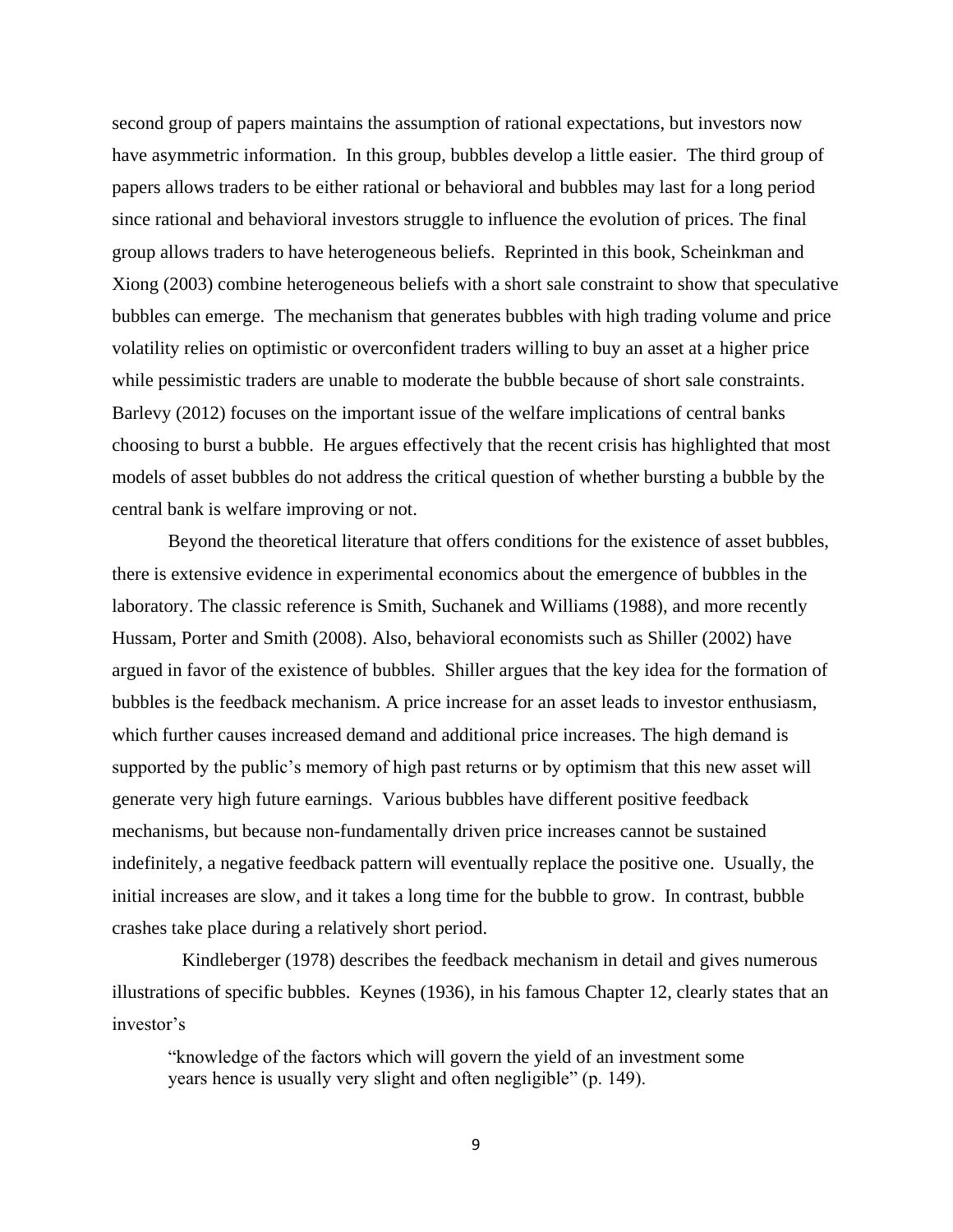second group of papers maintains the assumption of rational expectations, but investors now have asymmetric information. In this group, bubbles develop a little easier. The third group of papers allows traders to be either rational or behavioral and bubbles may last for a long period since rational and behavioral investors struggle to influence the evolution of prices. The final group allows traders to have heterogeneous beliefs. Reprinted in this book, Scheinkman and Xiong (2003) combine heterogeneous beliefs with a short sale constraint to show that speculative bubbles can emerge. The mechanism that generates bubbles with high trading volume and price volatility relies on optimistic or overconfident traders willing to buy an asset at a higher price while pessimistic traders are unable to moderate the bubble because of short sale constraints. Barlevy (2012) focuses on the important issue of the welfare implications of central banks choosing to burst a bubble. He argues effectively that the recent crisis has highlighted that most models of asset bubbles do not address the critical question of whether bursting a bubble by the central bank is welfare improving or not.

Beyond the theoretical literature that offers conditions for the existence of asset bubbles, there is extensive evidence in experimental economics about the emergence of bubbles in the laboratory. The classic reference is Smith, Suchanek and Williams (1988), and more recently Hussam, Porter and Smith (2008). Also, behavioral economists such as Shiller (2002) have argued in favor of the existence of bubbles. Shiller argues that the key idea for the formation of bubbles is the feedback mechanism. A price increase for an asset leads to investor enthusiasm, which further causes increased demand and additional price increases. The high demand is supported by the public's memory of high past returns or by optimism that this new asset will generate very high future earnings. Various bubbles have different positive feedback mechanisms, but because non-fundamentally driven price increases cannot be sustained indefinitely, a negative feedback pattern will eventually replace the positive one. Usually, the initial increases are slow, and it takes a long time for the bubble to grow. In contrast, bubble crashes take place during a relatively short period.

Kindleberger (1978) describes the feedback mechanism in detail and gives numerous illustrations of specific bubbles. Keynes (1936), in his famous Chapter 12, clearly states that an investor's

> "knowledge of the factors which will govern the yield of an investment some years hence is usually very slight and often negligible" (p. 149).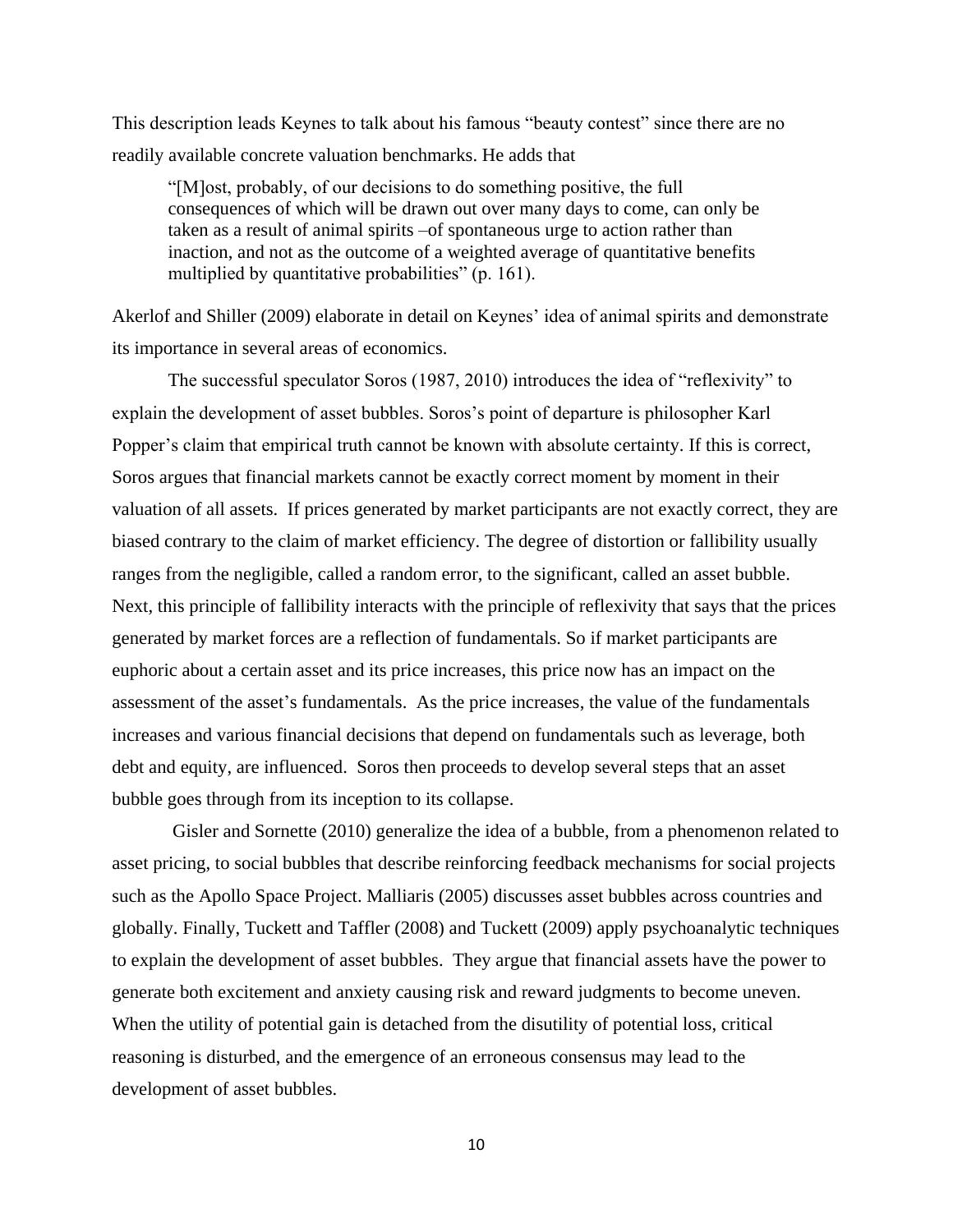This description leads Keynes to talk about his famous "beauty contest" since there are no readily available concrete valuation benchmarks. He adds that

> "[M]ost, probably, of our decisions to do something positive, the full consequences of which will be drawn out over many days to come, can only be taken as a result of animal spirits –of spontaneous urge to action rather than inaction, and not as the outcome of a weighted average of quantitative benefits multiplied by quantitative probabilities" (p. 161).

Akerlof and Shiller (2009) elaborate in detail on Keynes' idea of animal spirits and demonstrate its importance in several areas of economics.

The successful speculator Soros (1987, 2010) introduces the idea of "reflexivity" to explain the development of asset bubbles. Soros's point of departure is philosopher Karl Popper's claim that empirical truth cannot be known with absolute certainty. If this is correct, Soros argues that financial markets cannot be exactly correct moment by moment in their valuation of all assets. If prices generated by market participants are not exactly correct, they are biased contrary to the claim of market efficiency. The degree of distortion or fallibility usually ranges from the negligible, called a random error, to the significant, called an asset bubble. Next, this principle of fallibility interacts with the principle of reflexivity that says that the prices generated by market forces are a reflection of fundamentals. So if market participants are euphoric about a certain asset and its price increases, this price now has an impact on the assessment of the asset's fundamentals. As the price increases, the value of the fundamentals increases and various financial decisions that depend on fundamentals such as leverage, both debt and equity, are influenced. Soros then proceeds to develop several steps that an asset bubble goes through from its inception to its collapse.

Gisler and Sornette (2010) generalize the idea of a bubble, from a phenomenon related to asset pricing, to social bubbles that describe reinforcing feedback mechanisms for social projects such as the Apollo Space Project. Malliaris (2005) discusses asset bubbles across countries and globally. Finally, Tuckett and Taffler (2008) and Tuckett (2009) apply psychoanalytic techniques to explain the development of asset bubbles. They argue that financial assets have the power to generate both excitement and anxiety causing risk and reward judgments to become uneven. When the utility of potential gain is detached from the disutility of potential loss, critical reasoning is disturbed, and the emergence of an erroneous consensus may lead to the development of asset bubbles.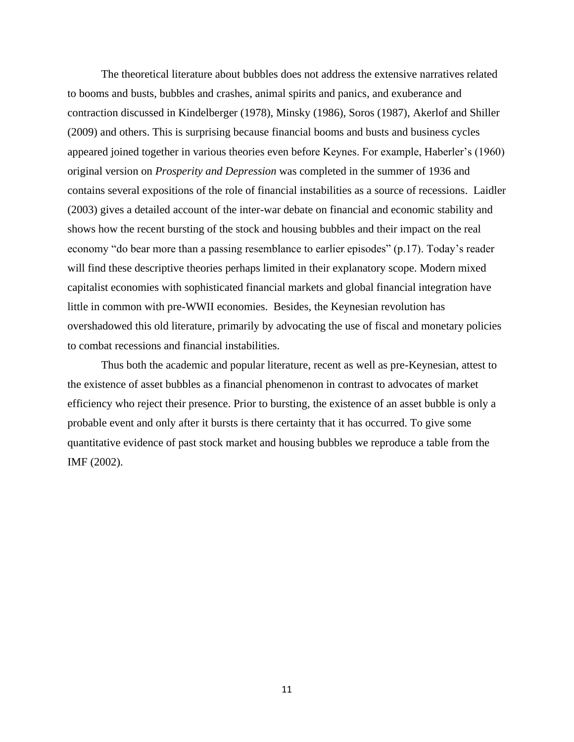The theoretical literature about bubbles does not address the extensive narratives related to booms and busts, bubbles and crashes, animal spirits and panics, and exuberance and contraction discussed in Kindelberger (1978), Minsky (1986), Soros (1987), Akerlof and Shiller (2009) and others. This is surprising because financial booms and busts and business cycles appeared joined together in various theories even before Keynes. For example, Haberler's (1960) original version on *Prosperity and Depression* was completed in the summer of 1936 and contains several expositions of the role of financial instabilities as a source of recessions. Laidler (2003) gives a detailed account of the inter-war debate on financial and economic stability and shows how the recent bursting of the stock and housing bubbles and their impact on the real economy "do bear more than a passing resemblance to earlier episodes" (p.17). Today's reader will find these descriptive theories perhaps limited in their explanatory scope. Modern mixed capitalist economies with sophisticated financial markets and global financial integration have little in common with pre-WWII economies. Besides, the Keynesian revolution has overshadowed this old literature, primarily by advocating the use of fiscal and monetary policies to combat recessions and financial instabilities.

Thus both the academic and popular literature, recent as well as pre-Keynesian, attest to the existence of asset bubbles as a financial phenomenon in contrast to advocates of market efficiency who reject their presence. Prior to bursting, the existence of an asset bubble is only a probable event and only after it bursts is there certainty that it has occurred. To give some quantitative evidence of past stock market and housing bubbles we reproduce a table from the IMF (2002).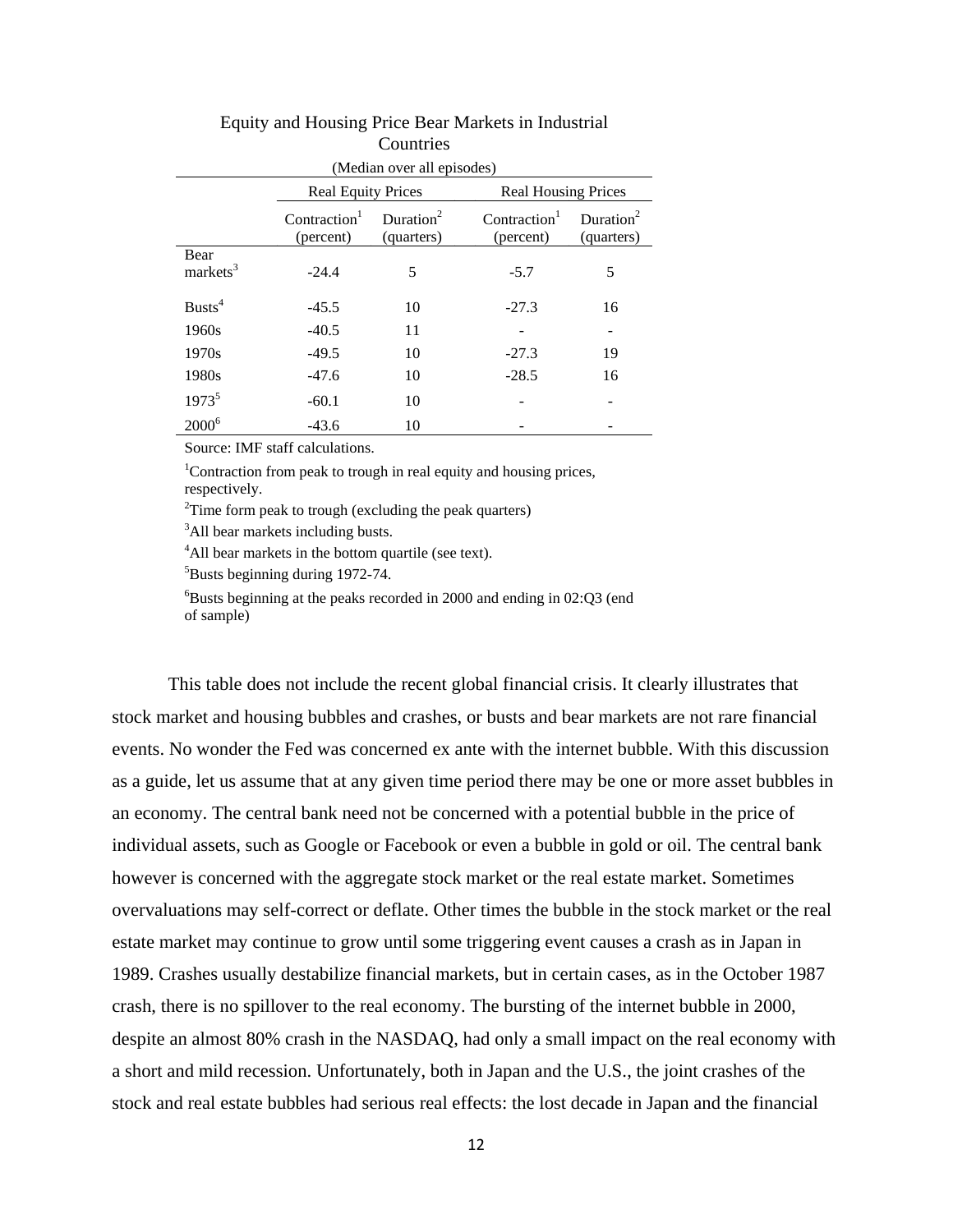Equity and Housing Price Bear Markets in Industrial Countries

(Median over all episodes)

| | Real Equity Prices | | Real Housing Prices | |
|---|---|---|---|---|
| | Contraction[1] (percent) | Duration[2] (quarters) | Contraction[1] (percent) | Duration[2] (quarters) |
| Bear markets[3] | -24.4 | 5 | -5.7 | 5 |
| Busts[4] | -45.5 | 10 | -27.3 | 16 |
| 1960s | -40.5 | 11 | - | - |
| 1970s | -49.5 | 10 | -27.3 | 19 |
| 1980s | -47.6 | 10 | -28.5 | 16 |
| 1973[5] | -60.1 | 10 | - | - |
| 2000[6] | -43.6 | 10 | - | - |

Source: IMF staff calculations.

[1]Contraction from peak to trough in real equity and housing prices, respectively.

[2]Time form peak to trough (excluding the peak quarters)

[3]All bear markets including busts.

[4]All bear markets in the bottom quartile (see text).

[5]Busts beginning during 1972-74.

[6]Busts beginning at the peaks recorded in 2000 and ending in 02:Q3 (end of sample)

This table does not include the recent global financial crisis. It clearly illustrates that stock market and housing bubbles and crashes, or busts and bear markets are not rare financial events. No wonder the Fed was concerned ex ante with the internet bubble. With this discussion as a guide, let us assume that at any given time period there may be one or more asset bubbles in an economy. The central bank need not be concerned with a potential bubble in the price of individual assets, such as Google or Facebook or even a bubble in gold or oil. The central bank however is concerned with the aggregate stock market or the real estate market. Sometimes overvaluations may self-correct or deflate. Other times the bubble in the stock market or the real estate market may continue to grow until some triggering event causes a crash as in Japan in 1989. Crashes usually destabilize financial markets, but in certain cases, as in the October 1987 crash, there is no spillover to the real economy. The bursting of the internet bubble in 2000, despite an almost 80% crash in the NASDAQ, had only a small impact on the real economy with a short and mild recession. Unfortunately, both in Japan and the U.S., the joint crashes of the stock and real estate bubbles had serious real effects: the lost decade in Japan and the financial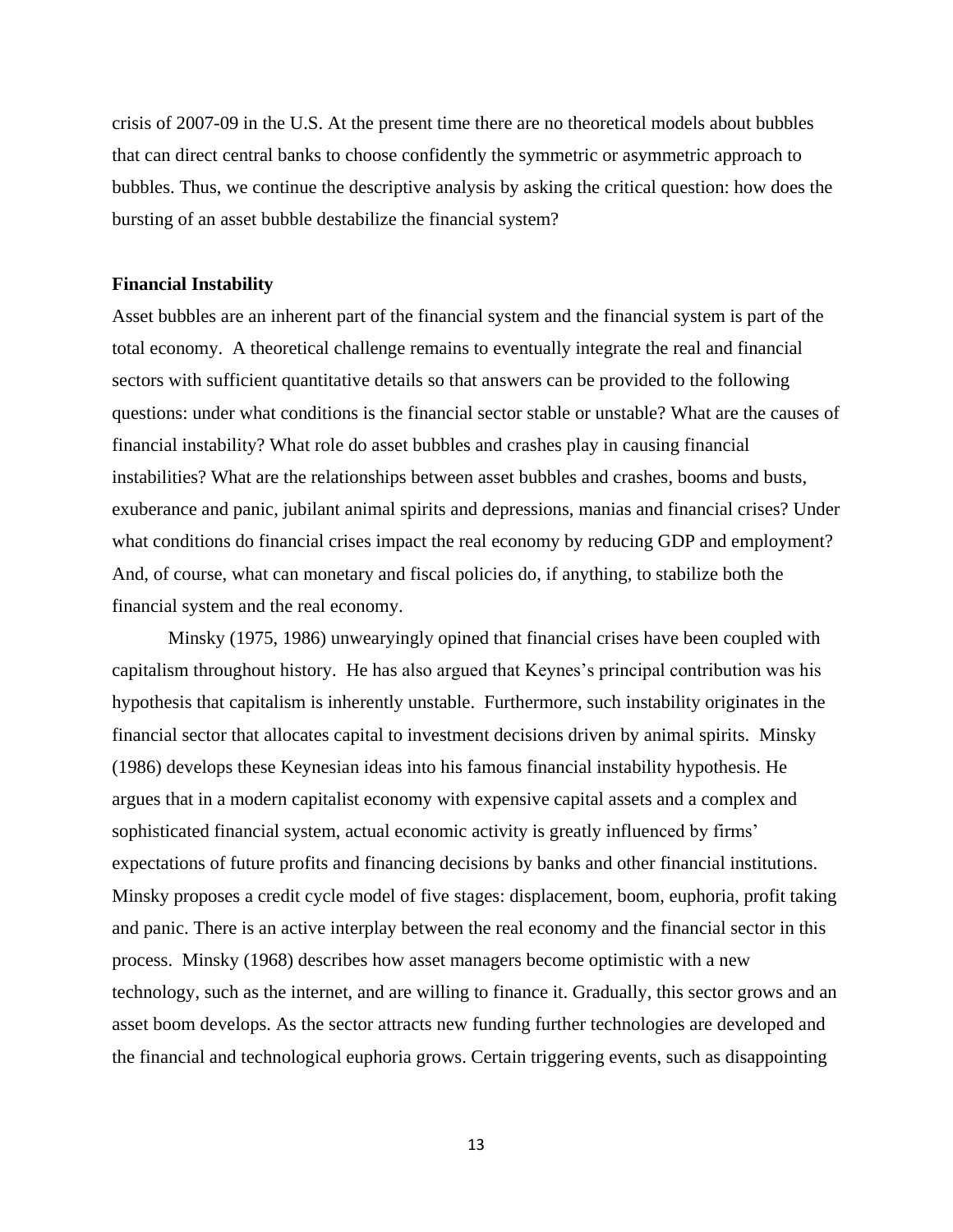crisis of 2007-09 in the U.S. At the present time there are no theoretical models about bubbles that can direct central banks to choose confidently the symmetric or asymmetric approach to bubbles. Thus, we continue the descriptive analysis by asking the critical question: how does the bursting of an asset bubble destabilize the financial system?

**Financial Instability**

Asset bubbles are an inherent part of the financial system and the financial system is part of the total economy. A theoretical challenge remains to eventually integrate the real and financial sectors with sufficient quantitative details so that answers can be provided to the following questions: under what conditions is the financial sector stable or unstable? What are the causes of financial instability? What role do asset bubbles and crashes play in causing financial instabilities? What are the relationships between asset bubbles and crashes, booms and busts, exuberance and panic, jubilant animal spirits and depressions, manias and financial crises? Under what conditions do financial crises impact the real economy by reducing GDP and employment? And, of course, what can monetary and fiscal policies do, if anything, to stabilize both the financial system and the real economy.

Minsky (1975, 1986) unweariyingly opined that financial crises have been coupled with capitalism throughout history. He has also argued that Keynes's principal contribution was his hypothesis that capitalism is inherently unstable. Furthermore, such instability originates in the financial sector that allocates capital to investment decisions driven by animal spirits. Minsky (1986) develops these Keynesian ideas into his famous financial instability hypothesis. He argues that in a modern capitalist economy with expensive capital assets and a complex and sophisticated financial system, actual economic activity is greatly influenced by firms' expectations of future profits and financing decisions by banks and other financial institutions. Minsky proposes a credit cycle model of five stages: displacement, boom, euphoria, profit taking and panic. There is an active interplay between the real economy and the financial sector in this process. Minsky (1968) describes how asset managers become optimistic with a new technology, such as the internet, and are willing to finance it. Gradually, this sector grows and an asset boom develops. As the sector attracts new funding further technologies are developed and the financial and technological euphoria grows. Certain triggering events, such as disappointing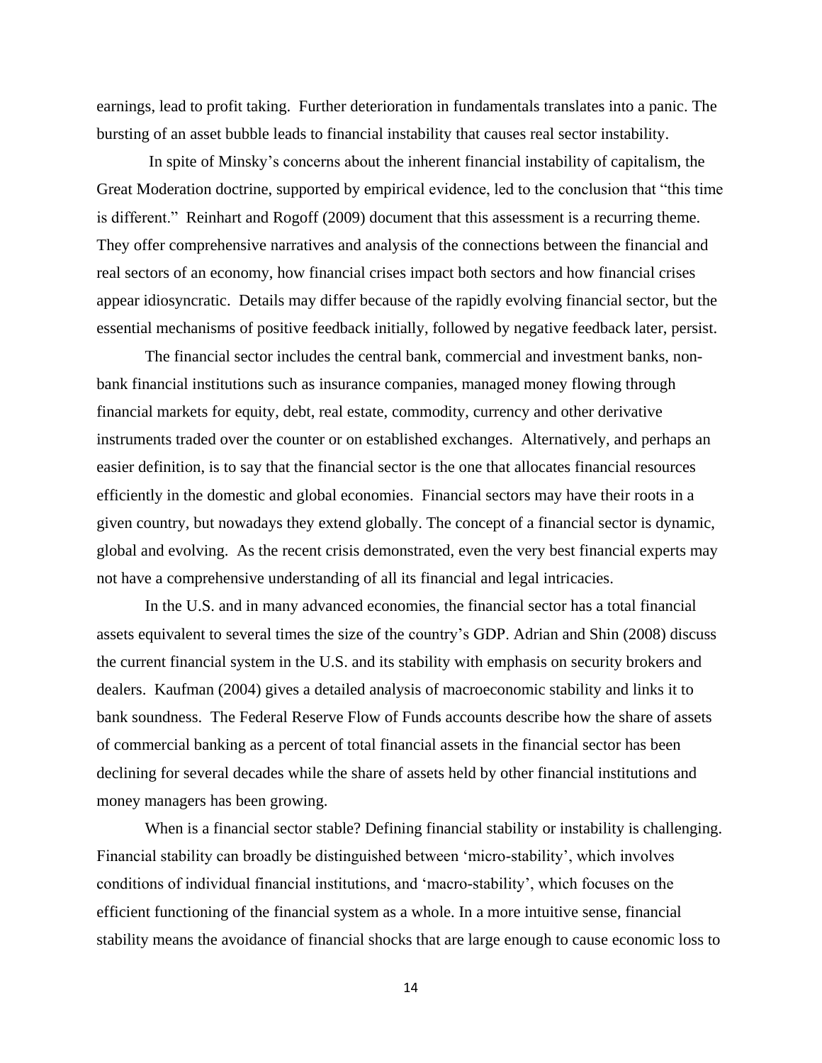earnings, lead to profit taking. Further deterioration in fundamentals translates into a panic. The bursting of an asset bubble leads to financial instability that causes real sector instability.

In spite of Minsky's concerns about the inherent financial instability of capitalism, the Great Moderation doctrine, supported by empirical evidence, led to the conclusion that "this time is different." Reinhart and Rogoff (2009) document that this assessment is a recurring theme. They offer comprehensive narratives and analysis of the connections between the financial and real sectors of an economy, how financial crises impact both sectors and how financial crises appear idiosyncratic. Details may differ because of the rapidly evolving financial sector, but the essential mechanisms of positive feedback initially, followed by negative feedback later, persist.

The financial sector includes the central bank, commercial and investment banks, non-bank financial institutions such as insurance companies, managed money flowing through financial markets for equity, debt, real estate, commodity, currency and other derivative instruments traded over the counter or on established exchanges. Alternatively, and perhaps an easier definition, is to say that the financial sector is the one that allocates financial resources efficiently in the domestic and global economies. Financial sectors may have their roots in a given country, but nowadays they extend globally. The concept of a financial sector is dynamic, global and evolving. As the recent crisis demonstrated, even the very best financial experts may not have a comprehensive understanding of all its financial and legal intricacies.

In the U.S. and in many advanced economies, the financial sector has a total financial assets equivalent to several times the size of the country's GDP. Adrian and Shin (2008) discuss the current financial system in the U.S. and its stability with emphasis on security brokers and dealers. Kaufman (2004) gives a detailed analysis of macroeconomic stability and links it to bank soundness. The Federal Reserve Flow of Funds accounts describe how the share of assets of commercial banking as a percent of total financial assets in the financial sector has been declining for several decades while the share of assets held by other financial institutions and money managers has been growing.

When is a financial sector stable? Defining financial stability or instability is challenging. Financial stability can broadly be distinguished between 'micro-stability', which involves conditions of individual financial institutions, and 'macro-stability', which focuses on the efficient functioning of the financial system as a whole. In a more intuitive sense, financial stability means the avoidance of financial shocks that are large enough to cause economic loss to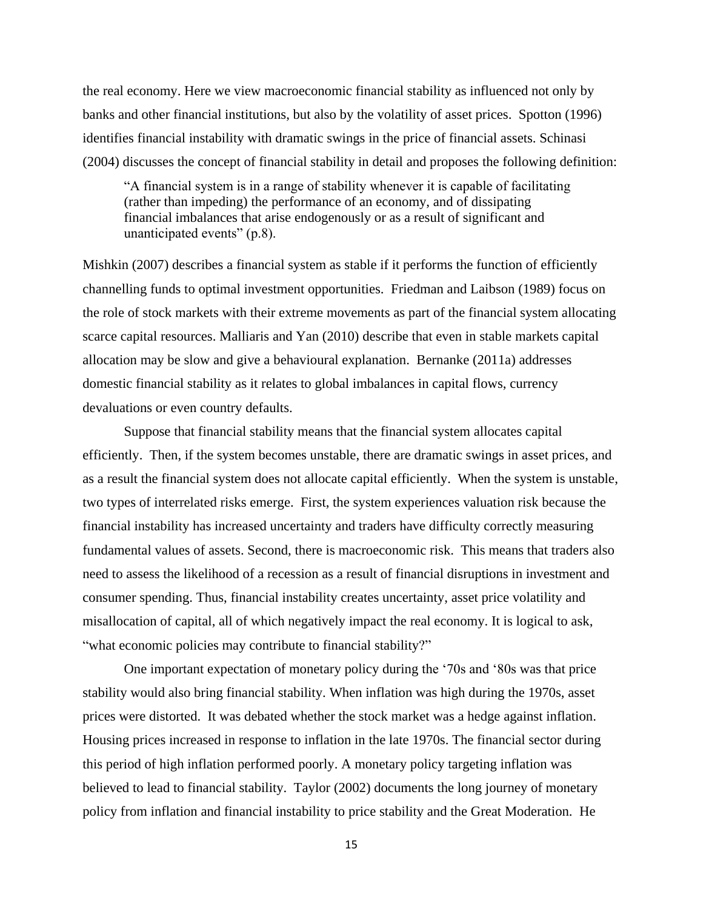the real economy. Here we view macroeconomic financial stability as influenced not only by banks and other financial institutions, but also by the volatility of asset prices. Spotton (1996) identifies financial instability with dramatic swings in the price of financial assets. Schinasi (2004) discusses the concept of financial stability in detail and proposes the following definition:

> "A financial system is in a range of stability whenever it is capable of facilitating (rather than impeding) the performance of an economy, and of dissipating financial imbalances that arise endogenously or as a result of significant and unanticipated events" (p.8).

Mishkin (2007) describes a financial system as stable if it performs the function of efficiently channelling funds to optimal investment opportunities. Friedman and Laibson (1989) focus on the role of stock markets with their extreme movements as part of the financial system allocating scarce capital resources. Malliaris and Yan (2010) describe that even in stable markets capital allocation may be slow and give a behavioural explanation. Bernanke (2011a) addresses domestic financial stability as it relates to global imbalances in capital flows, currency devaluations or even country defaults.

Suppose that financial stability means that the financial system allocates capital efficiently. Then, if the system becomes unstable, there are dramatic swings in asset prices, and as a result the financial system does not allocate capital efficiently. When the system is unstable, two types of interrelated risks emerge. First, the system experiences valuation risk because the financial instability has increased uncertainty and traders have difficulty correctly measuring fundamental values of assets. Second, there is macroeconomic risk. This means that traders also need to assess the likelihood of a recession as a result of financial disruptions in investment and consumer spending. Thus, financial instability creates uncertainty, asset price volatility and misallocation of capital, all of which negatively impact the real economy. It is logical to ask, "what economic policies may contribute to financial stability?"

One important expectation of monetary policy during the '70s and '80s was that price stability would also bring financial stability. When inflation was high during the 1970s, asset prices were distorted. It was debated whether the stock market was a hedge against inflation. Housing prices increased in response to inflation in the late 1970s. The financial sector during this period of high inflation performed poorly. A monetary policy targeting inflation was believed to lead to financial stability. Taylor (2002) documents the long journey of monetary policy from inflation and financial instability to price stability and the Great Moderation. He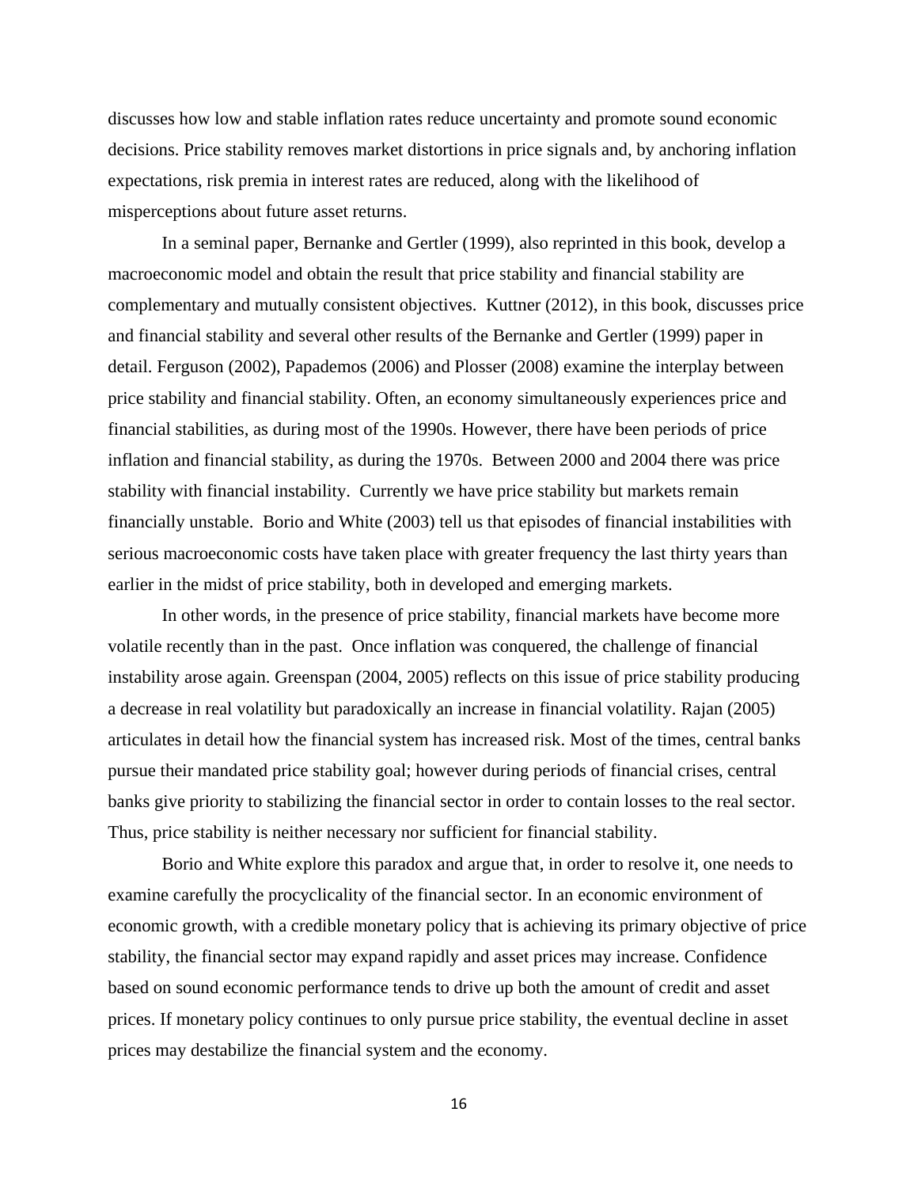discusses how low and stable inflation rates reduce uncertainty and promote sound economic decisions. Price stability removes market distortions in price signals and, by anchoring inflation expectations, risk premia in interest rates are reduced, along with the likelihood of misperceptions about future asset returns.

In a seminal paper, Bernanke and Gertler (1999), also reprinted in this book, develop a macroeconomic model and obtain the result that price stability and financial stability are complementary and mutually consistent objectives. Kuttner (2012), in this book, discusses price and financial stability and several other results of the Bernanke and Gertler (1999) paper in detail. Ferguson (2002), Papademos (2006) and Plosser (2008) examine the interplay between price stability and financial stability. Often, an economy simultaneously experiences price and financial stabilities, as during most of the 1990s. However, there have been periods of price inflation and financial stability, as during the 1970s. Between 2000 and 2004 there was price stability with financial instability. Currently we have price stability but markets remain financially unstable. Borio and White (2003) tell us that episodes of financial instabilities with serious macroeconomic costs have taken place with greater frequency the last thirty years than earlier in the midst of price stability, both in developed and emerging markets.

In other words, in the presence of price stability, financial markets have become more volatile recently than in the past. Once inflation was conquered, the challenge of financial instability arose again. Greenspan (2004, 2005) reflects on this issue of price stability producing a decrease in real volatility but paradoxically an increase in financial volatility. Rajan (2005) articulates in detail how the financial system has increased risk. Most of the times, central banks pursue their mandated price stability goal; however during periods of financial crises, central banks give priority to stabilizing the financial sector in order to contain losses to the real sector. Thus, price stability is neither necessary nor sufficient for financial stability.

Borio and White explore this paradox and argue that, in order to resolve it, one needs to examine carefully the procyclicality of the financial sector. In an economic environment of economic growth, with a credible monetary policy that is achieving its primary objective of price stability, the financial sector may expand rapidly and asset prices may increase. Confidence based on sound economic performance tends to drive up both the amount of credit and asset prices. If monetary policy continues to only pursue price stability, the eventual decline in asset prices may destabilize the financial system and the economy.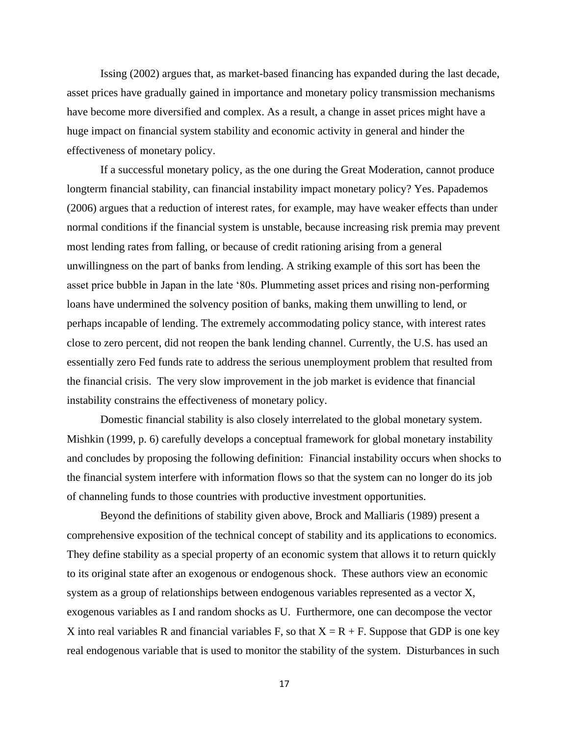Issing (2002) argues that, as market-based financing has expanded during the last decade, asset prices have gradually gained in importance and monetary policy transmission mechanisms have become more diversified and complex. As a result, a change in asset prices might have a huge impact on financial system stability and economic activity in general and hinder the effectiveness of monetary policy.

If a successful monetary policy, as the one during the Great Moderation, cannot produce longterm financial stability, can financial instability impact monetary policy? Yes. Papademos (2006) argues that a reduction of interest rates, for example, may have weaker effects than under normal conditions if the financial system is unstable, because increasing risk premia may prevent most lending rates from falling, or because of credit rationing arising from a general unwillingness on the part of banks from lending. A striking example of this sort has been the asset price bubble in Japan in the late '80s. Plummeting asset prices and rising non-performing loans have undermined the solvency position of banks, making them unwilling to lend, or perhaps incapable of lending. The extremely accommodating policy stance, with interest rates close to zero percent, did not reopen the bank lending channel. Currently, the U.S. has used an essentially zero Fed funds rate to address the serious unemployment problem that resulted from the financial crisis. The very slow improvement in the job market is evidence that financial instability constrains the effectiveness of monetary policy.

Domestic financial stability is also closely interrelated to the global monetary system. Mishkin (1999, p. 6) carefully develops a conceptual framework for global monetary instability and concludes by proposing the following definition: Financial instability occurs when shocks to the financial system interfere with information flows so that the system can no longer do its job of channeling funds to those countries with productive investment opportunities.

Beyond the definitions of stability given above, Brock and Malliaris (1989) present a comprehensive exposition of the technical concept of stability and its applications to economics. They define stability as a special property of an economic system that allows it to return quickly to its original state after an exogenous or endogenous shock. These authors view an economic system as a group of relationships between endogenous variables represented as a vector X, exogenous variables as I and random shocks as U. Furthermore, one can decompose the vector X into real variables R and financial variables F, so that $X = R + F$. Suppose that GDP is one key real endogenous variable that is used to monitor the stability of the system. Disturbances in such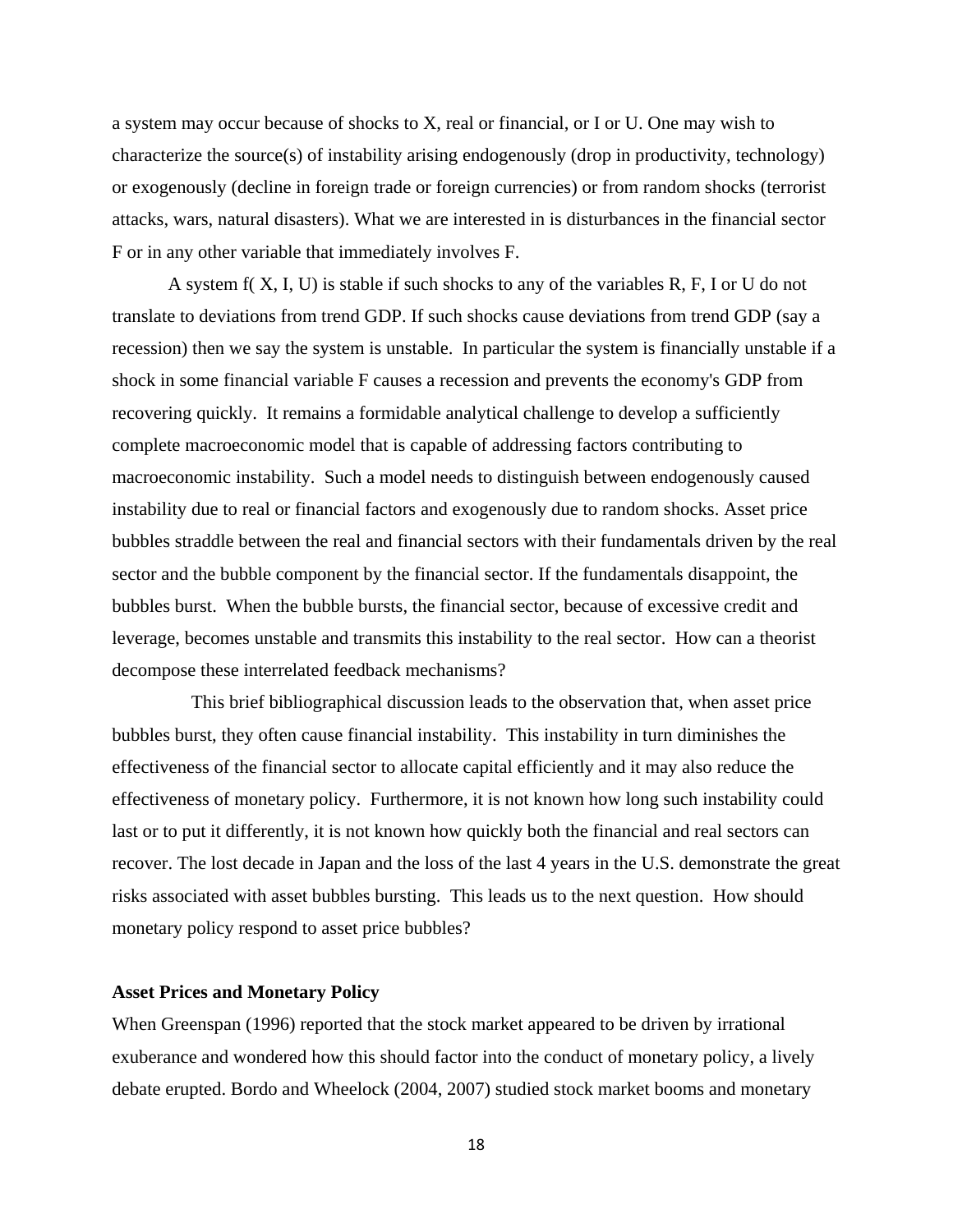a system may occur because of shocks to X, real or financial, or I or U. One may wish to characterize the source(s) of instability arising endogenously (drop in productivity, technology) or exogenously (decline in foreign trade or foreign currencies) or from random shocks (terrorist attacks, wars, natural disasters). What we are interested in is disturbances in the financial sector F or in any other variable that immediately involves F.

A system f( X, I, U) is stable if such shocks to any of the variables R, F, I or U do not translate to deviations from trend GDP. If such shocks cause deviations from trend GDP (say a recession) then we say the system is unstable. In particular the system is financially unstable if a shock in some financial variable F causes a recession and prevents the economy's GDP from recovering quickly. It remains a formidable analytical challenge to develop a sufficiently complete macroeconomic model that is capable of addressing factors contributing to macroeconomic instability. Such a model needs to distinguish between endogenously caused instability due to real or financial factors and exogenously due to random shocks. Asset price bubbles straddle between the real and financial sectors with their fundamentals driven by the real sector and the bubble component by the financial sector. If the fundamentals disappoint, the bubbles burst. When the bubble bursts, the financial sector, because of excessive credit and leverage, becomes unstable and transmits this instability to the real sector. How can a theorist decompose these interrelated feedback mechanisms?

This brief bibliographical discussion leads to the observation that, when asset price bubbles burst, they often cause financial instability. This instability in turn diminishes the effectiveness of the financial sector to allocate capital efficiently and it may also reduce the effectiveness of monetary policy. Furthermore, it is not known how long such instability could last or to put it differently, it is not known how quickly both the financial and real sectors can recover. The lost decade in Japan and the loss of the last 4 years in the U.S. demonstrate the great risks associated with asset bubbles bursting. This leads us to the next question. How should monetary policy respond to asset price bubbles?

**Asset Prices and Monetary Policy**

When Greenspan (1996) reported that the stock market appeared to be driven by irrational exuberance and wondered how this should factor into the conduct of monetary policy, a lively debate erupted. Bordo and Wheelock (2004, 2007) studied stock market booms and monetary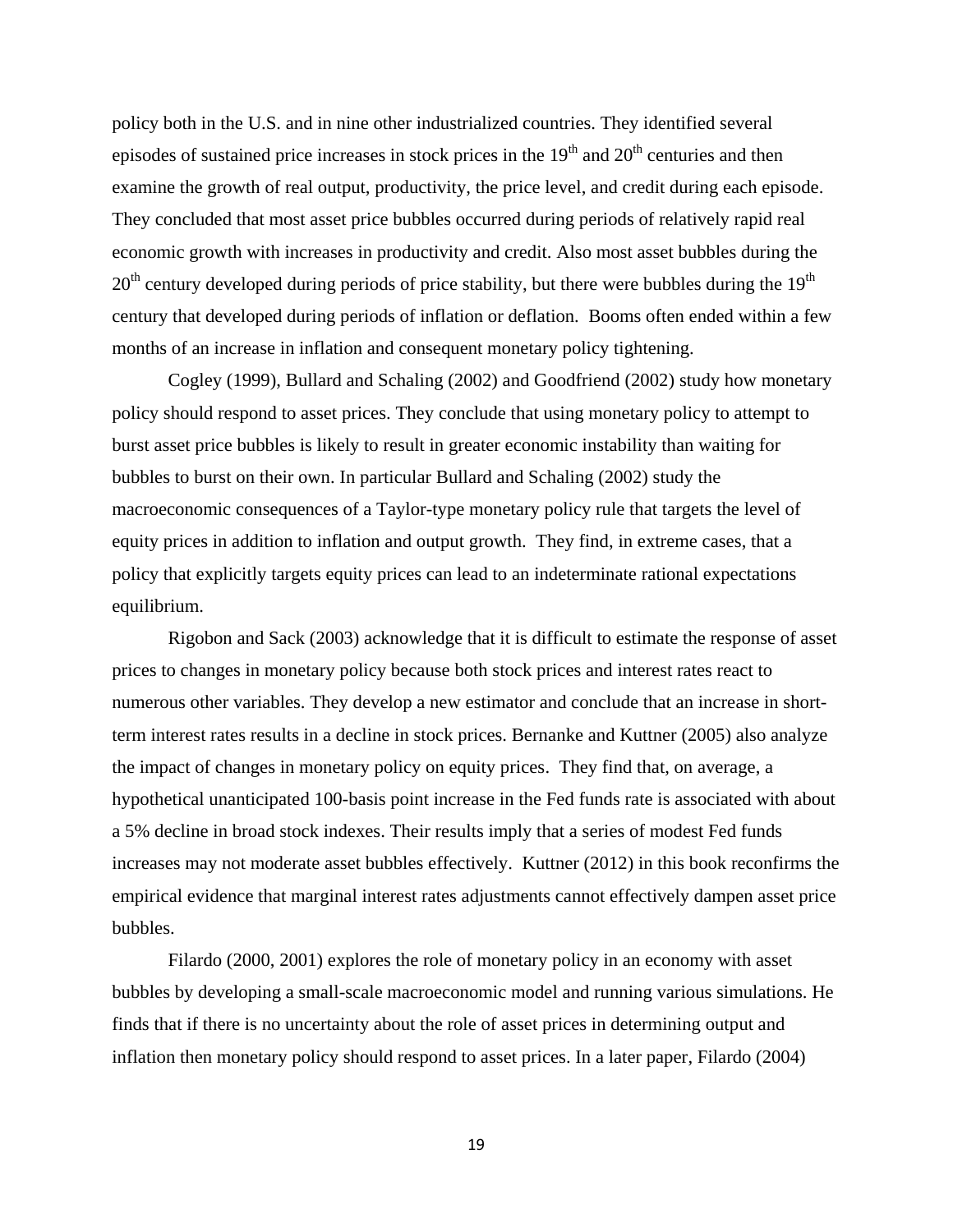policy both in the U.S. and in nine other industrialized countries. They identified several episodes of sustained price increases in stock prices in the 19th and 20th centuries and then examine the growth of real output, productivity, the price level, and credit during each episode. They concluded that most asset price bubbles occurred during periods of relatively rapid real economic growth with increases in productivity and credit. Also most asset bubbles during the 20th century developed during periods of price stability, but there were bubbles during the 19th century that developed during periods of inflation or deflation. Booms often ended within a few months of an increase in inflation and consequent monetary policy tightening.

Cogley (1999), Bullard and Schaling (2002) and Goodfriend (2002) study how monetary policy should respond to asset prices. They conclude that using monetary policy to attempt to burst asset price bubbles is likely to result in greater economic instability than waiting for bubbles to burst on their own. In particular Bullard and Schaling (2002) study the macroeconomic consequences of a Taylor-type monetary policy rule that targets the level of equity prices in addition to inflation and output growth. They find, in extreme cases, that a policy that explicitly targets equity prices can lead to an indeterminate rational expectations equilibrium.

Rigobon and Sack (2003) acknowledge that it is difficult to estimate the response of asset prices to changes in monetary policy because both stock prices and interest rates react to numerous other variables. They develop a new estimator and conclude that an increase in short-term interest rates results in a decline in stock prices. Bernanke and Kuttner (2005) also analyze the impact of changes in monetary policy on equity prices. They find that, on average, a hypothetical unanticipated 100-basis point increase in the Fed funds rate is associated with about a 5% decline in broad stock indexes. Their results imply that a series of modest Fed funds increases may not moderate asset bubbles effectively. Kuttner (2012) in this book reconfirms the empirical evidence that marginal interest rates adjustments cannot effectively dampen asset price bubbles.

Filardo (2000, 2001) explores the role of monetary policy in an economy with asset bubbles by developing a small-scale macroeconomic model and running various simulations. He finds that if there is no uncertainty about the role of asset prices in determining output and inflation then monetary policy should respond to asset prices. In a later paper, Filardo (2004)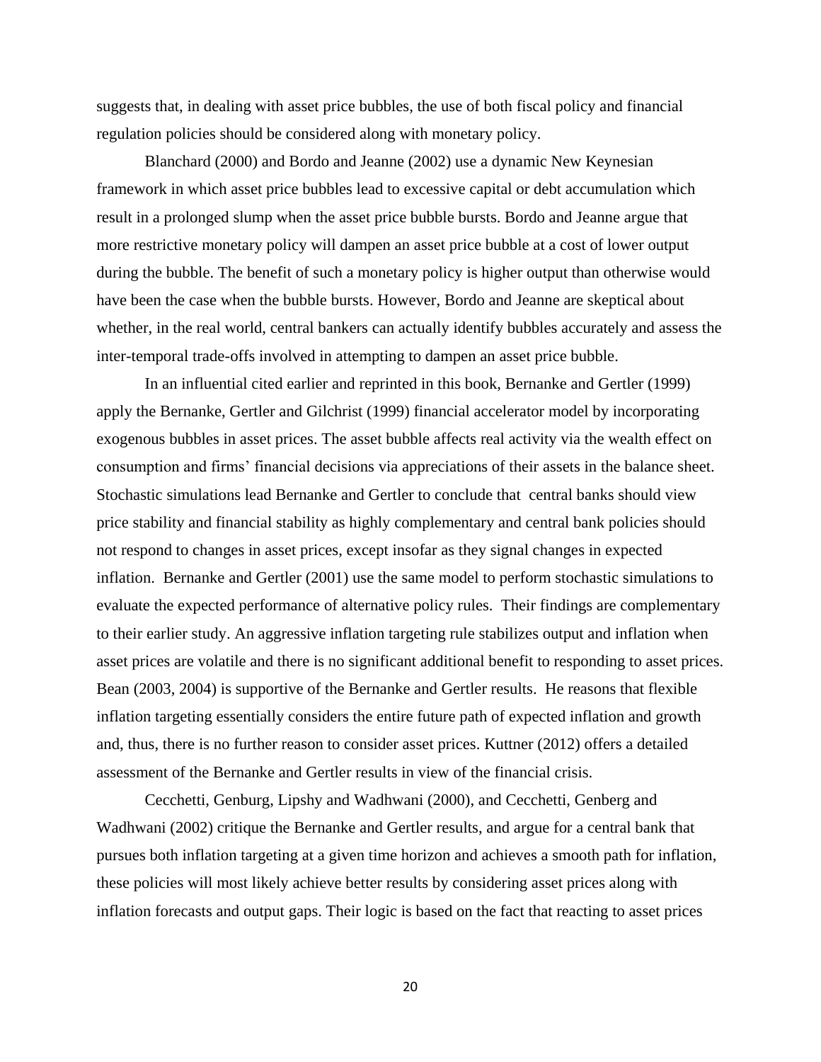suggests that, in dealing with asset price bubbles, the use of both fiscal policy and financial regulation policies should be considered along with monetary policy.

Blanchard (2000) and Bordo and Jeanne (2002) use a dynamic New Keynesian framework in which asset price bubbles lead to excessive capital or debt accumulation which result in a prolonged slump when the asset price bubble bursts. Bordo and Jeanne argue that more restrictive monetary policy will dampen an asset price bubble at a cost of lower output during the bubble. The benefit of such a monetary policy is higher output than otherwise would have been the case when the bubble bursts. However, Bordo and Jeanne are skeptical about whether, in the real world, central bankers can actually identify bubbles accurately and assess the inter-temporal trade-offs involved in attempting to dampen an asset price bubble.

In an influential cited earlier and reprinted in this book, Bernanke and Gertler (1999) apply the Bernanke, Gertler and Gilchrist (1999) financial accelerator model by incorporating exogenous bubbles in asset prices. The asset bubble affects real activity via the wealth effect on consumption and firms' financial decisions via appreciations of their assets in the balance sheet. Stochastic simulations lead Bernanke and Gertler to conclude that central banks should view price stability and financial stability as highly complementary and central bank policies should not respond to changes in asset prices, except insofar as they signal changes in expected inflation. Bernanke and Gertler (2001) use the same model to perform stochastic simulations to evaluate the expected performance of alternative policy rules. Their findings are complementary to their earlier study. An aggressive inflation targeting rule stabilizes output and inflation when asset prices are volatile and there is no significant additional benefit to responding to asset prices. Bean (2003, 2004) is supportive of the Bernanke and Gertler results. He reasons that flexible inflation targeting essentially considers the entire future path of expected inflation and growth and, thus, there is no further reason to consider asset prices. Kuttner (2012) offers a detailed assessment of the Bernanke and Gertler results in view of the financial crisis.

Cecchetti, Genburg, Lipshy and Wadhwani (2000), and Cecchetti, Genberg and Wadhwani (2002) critique the Bernanke and Gertler results, and argue for a central bank that pursues both inflation targeting at a given time horizon and achieves a smooth path for inflation, these policies will most likely achieve better results by considering asset prices along with inflation forecasts and output gaps. Their logic is based on the fact that reacting to asset prices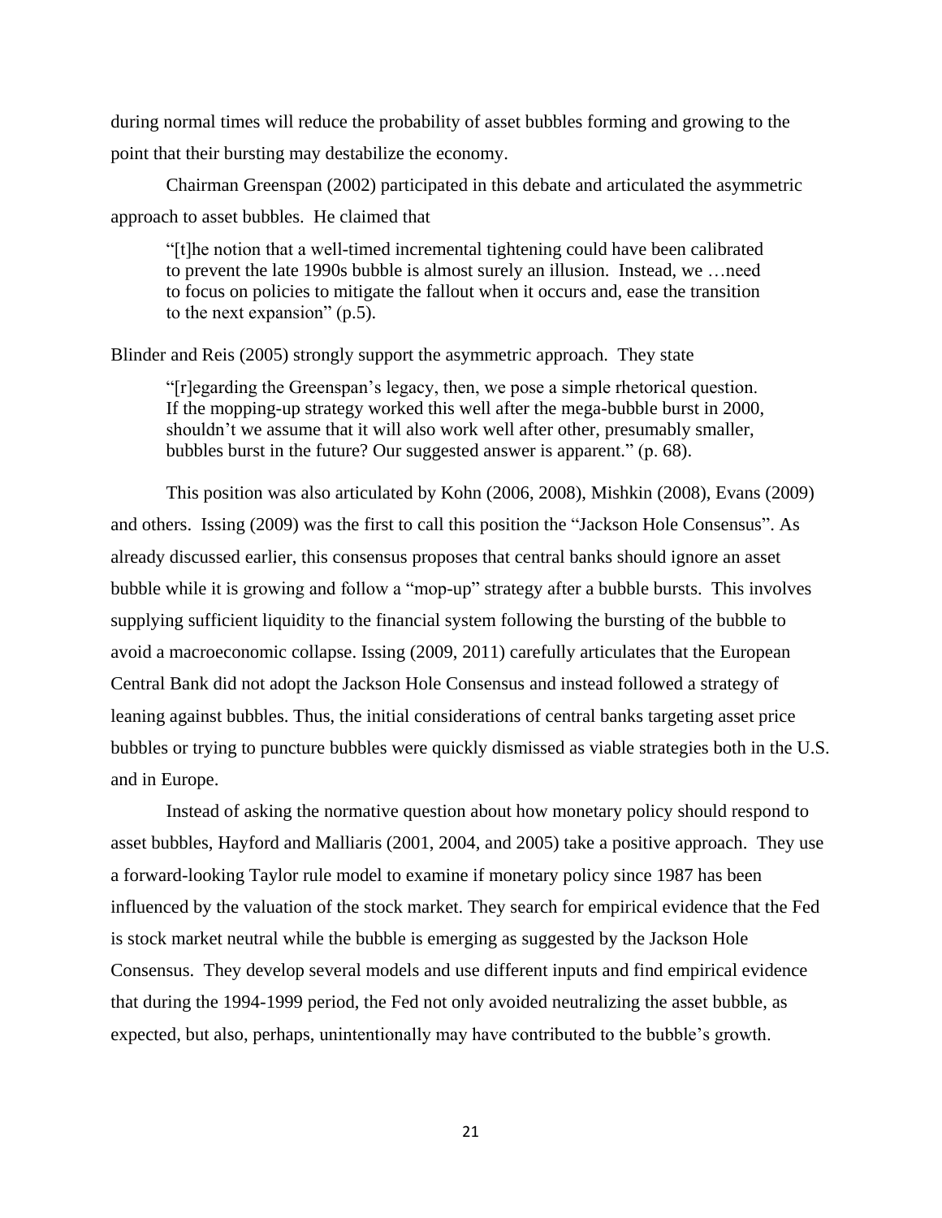during normal times will reduce the probability of asset bubbles forming and growing to the point that their bursting may destabilize the economy.

Chairman Greenspan (2002) participated in this debate and articulated the asymmetric approach to asset bubbles. He claimed that

> "[t]he notion that a well-timed incremental tightening could have been calibrated to prevent the late 1990s bubble is almost surely an illusion. Instead, we …need to focus on policies to mitigate the fallout when it occurs and, ease the transition to the next expansion" (p.5).

Blinder and Reis (2005) strongly support the asymmetric approach. They state

> "[r]egarding the Greenspan's legacy, then, we pose a simple rhetorical question. If the mopping-up strategy worked this well after the mega-bubble burst in 2000, shouldn't we assume that it will also work well after other, presumably smaller, bubbles burst in the future? Our suggested answer is apparent." (p. 68).

This position was also articulated by Kohn (2006, 2008), Mishkin (2008), Evans (2009) and others. Issing (2009) was the first to call this position the "Jackson Hole Consensus". As already discussed earlier, this consensus proposes that central banks should ignore an asset bubble while it is growing and follow a "mop-up" strategy after a bubble bursts. This involves supplying sufficient liquidity to the financial system following the bursting of the bubble to avoid a macroeconomic collapse. Issing (2009, 2011) carefully articulates that the European Central Bank did not adopt the Jackson Hole Consensus and instead followed a strategy of leaning against bubbles. Thus, the initial considerations of central banks targeting asset price bubbles or trying to puncture bubbles were quickly dismissed as viable strategies both in the U.S. and in Europe.

Instead of asking the normative question about how monetary policy should respond to asset bubbles, Hayford and Malliaris (2001, 2004, and 2005) take a positive approach. They use a forward-looking Taylor rule model to examine if monetary policy since 1987 has been influenced by the valuation of the stock market. They search for empirical evidence that the Fed is stock market neutral while the bubble is emerging as suggested by the Jackson Hole Consensus. They develop several models and use different inputs and find empirical evidence that during the 1994-1999 period, the Fed not only avoided neutralizing the asset bubble, as expected, but also, perhaps, unintentionally may have contributed to the bubble's growth.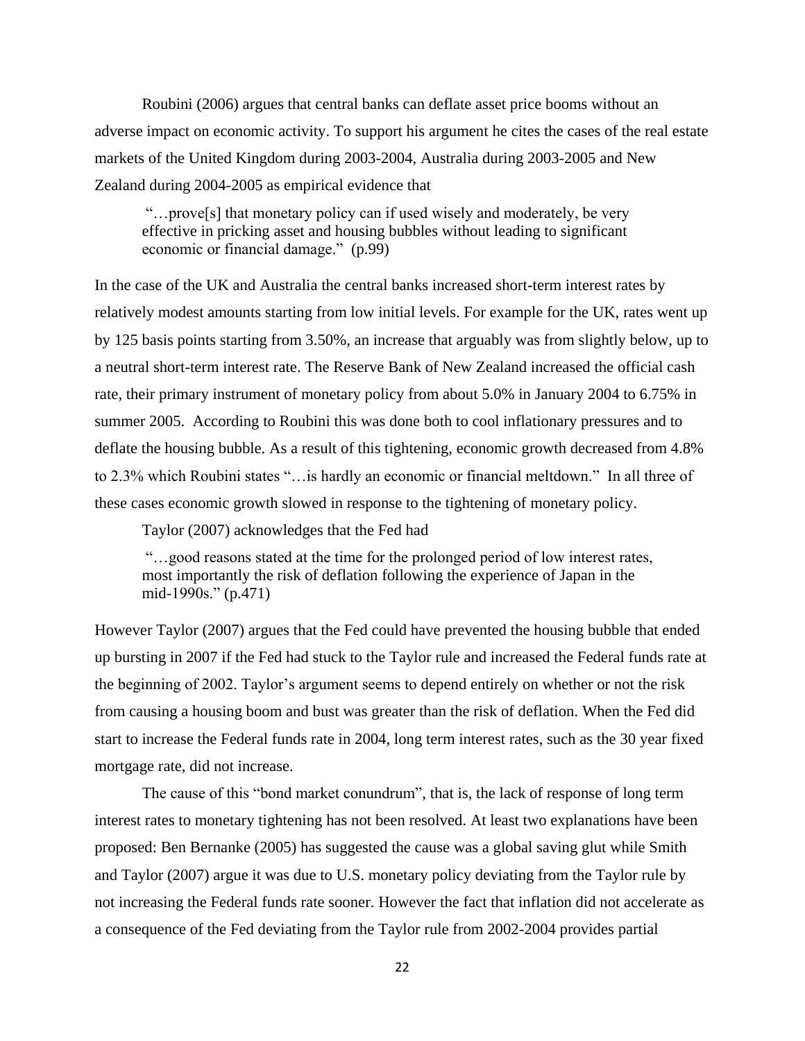Roubini (2006) argues that central banks can deflate asset price booms without an adverse impact on economic activity. To support his argument he cites the cases of the real estate markets of the United Kingdom during 2003-2004, Australia during 2003-2005 and New Zealand during 2004-2005 as empirical evidence that

> "…prove[s] that monetary policy can if used wisely and moderately, be very effective in pricking asset and housing bubbles without leading to significant economic or financial damage." (p.99)

In the case of the UK and Australia the central banks increased short-term interest rates by relatively modest amounts starting from low initial levels. For example for the UK, rates went up by 125 basis points starting from 3.50%, an increase that arguably was from slightly below, up to a neutral short-term interest rate. The Reserve Bank of New Zealand increased the official cash rate, their primary instrument of monetary policy from about 5.0% in January 2004 to 6.75% in summer 2005. According to Roubini this was done both to cool inflationary pressures and to deflate the housing bubble. As a result of this tightening, economic growth decreased from 4.8% to 2.3% which Roubini states "…is hardly an economic or financial meltdown." In all three of these cases economic growth slowed in response to the tightening of monetary policy.

Taylor (2007) acknowledges that the Fed had

> "…good reasons stated at the time for the prolonged period of low interest rates, most importantly the risk of deflation following the experience of Japan in the mid-1990s." (p.471)

However Taylor (2007) argues that the Fed could have prevented the housing bubble that ended up bursting in 2007 if the Fed had stuck to the Taylor rule and increased the Federal funds rate at the beginning of 2002. Taylor's argument seems to depend entirely on whether or not the risk from causing a housing boom and bust was greater than the risk of deflation. When the Fed did start to increase the Federal funds rate in 2004, long term interest rates, such as the 30 year fixed mortgage rate, did not increase.

The cause of this "bond market conundrum", that is, the lack of response of long term interest rates to monetary tightening has not been resolved. At least two explanations have been proposed: Ben Bernanke (2005) has suggested the cause was a global saving glut while Smith and Taylor (2007) argue it was due to U.S. monetary policy deviating from the Taylor rule by not increasing the Federal funds rate sooner. However the fact that inflation did not accelerate as a consequence of the Fed deviating from the Taylor rule from 2002-2004 provides partial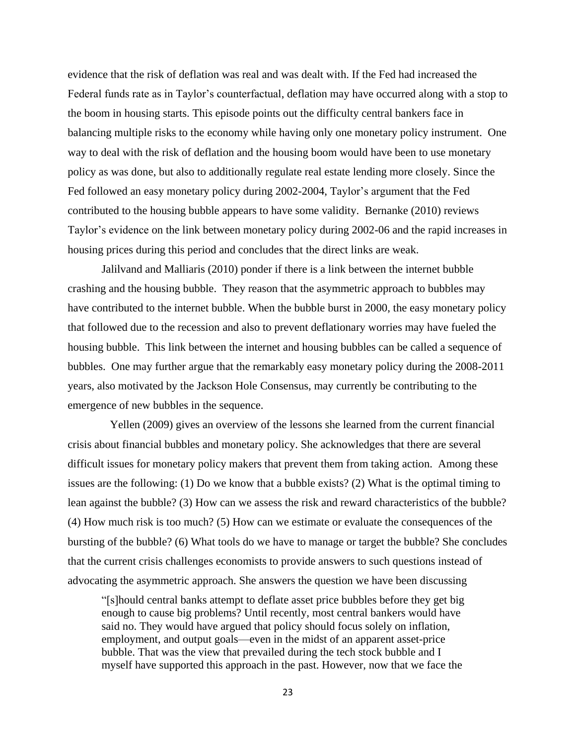evidence that the risk of deflation was real and was dealt with. If the Fed had increased the Federal funds rate as in Taylor's counterfactual, deflation may have occurred along with a stop to the boom in housing starts. This episode points out the difficulty central bankers face in balancing multiple risks to the economy while having only one monetary policy instrument. One way to deal with the risk of deflation and the housing boom would have been to use monetary policy as was done, but also to additionally regulate real estate lending more closely. Since the Fed followed an easy monetary policy during 2002-2004, Taylor's argument that the Fed contributed to the housing bubble appears to have some validity. Bernanke (2010) reviews Taylor's evidence on the link between monetary policy during 2002-06 and the rapid increases in housing prices during this period and concludes that the direct links are weak.

Jalilvand and Malliaris (2010) ponder if there is a link between the internet bubble crashing and the housing bubble. They reason that the asymmetric approach to bubbles may have contributed to the internet bubble. When the bubble burst in 2000, the easy monetary policy that followed due to the recession and also to prevent deflationary worries may have fueled the housing bubble. This link between the internet and housing bubbles can be called a sequence of bubbles. One may further argue that the remarkably easy monetary policy during the 2008-2011 years, also motivated by the Jackson Hole Consensus, may currently be contributing to the emergence of new bubbles in the sequence.

Yellen (2009) gives an overview of the lessons she learned from the current financial crisis about financial bubbles and monetary policy. She acknowledges that there are several difficult issues for monetary policy makers that prevent them from taking action. Among these issues are the following: (1) Do we know that a bubble exists? (2) What is the optimal timing to lean against the bubble? (3) How can we assess the risk and reward characteristics of the bubble? (4) How much risk is too much? (5) How can we estimate or evaluate the consequences of the bursting of the bubble? (6) What tools do we have to manage or target the bubble? She concludes that the current crisis challenges economists to provide answers to such questions instead of advocating the asymmetric approach. She answers the question we have been discussing

> "[s]hould central banks attempt to deflate asset price bubbles before they get big enough to cause big problems? Until recently, most central bankers would have said no. They would have argued that policy should focus solely on inflation, employment, and output goals—even in the midst of an apparent asset-price bubble. That was the view that prevailed during the tech stock bubble and I myself have supported this approach in the past. However, now that we face the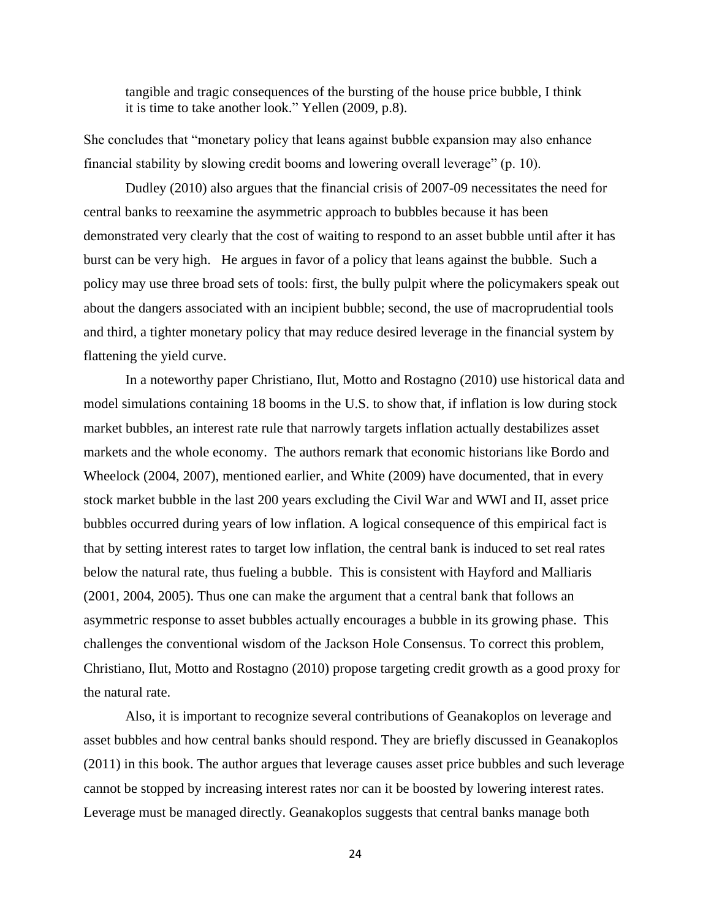> tangible and tragic consequences of the bursting of the house price bubble, I think it is time to take another look." Yellen (2009, p.8).

She concludes that "monetary policy that leans against bubble expansion may also enhance financial stability by slowing credit booms and lowering overall leverage" (p. 10).

Dudley (2010) also argues that the financial crisis of 2007-09 necessitates the need for central banks to reexamine the asymmetric approach to bubbles because it has been demonstrated very clearly that the cost of waiting to respond to an asset bubble until after it has burst can be very high. He argues in favor of a policy that leans against the bubble. Such a policy may use three broad sets of tools: first, the bully pulpit where the policymakers speak out about the dangers associated with an incipient bubble; second, the use of macroprudential tools and third, a tighter monetary policy that may reduce desired leverage in the financial system by flattening the yield curve.

In a noteworthy paper Christiano, Ilut, Motto and Rostagno (2010) use historical data and model simulations containing 18 booms in the U.S. to show that, if inflation is low during stock market bubbles, an interest rate rule that narrowly targets inflation actually destabilizes asset markets and the whole economy. The authors remark that economic historians like Bordo and Wheelock (2004, 2007), mentioned earlier, and White (2009) have documented, that in every stock market bubble in the last 200 years excluding the Civil War and WWI and II, asset price bubbles occurred during years of low inflation. A logical consequence of this empirical fact is that by setting interest rates to target low inflation, the central bank is induced to set real rates below the natural rate, thus fueling a bubble. This is consistent with Hayford and Malliaris (2001, 2004, 2005). Thus one can make the argument that a central bank that follows an asymmetric response to asset bubbles actually encourages a bubble in its growing phase. This challenges the conventional wisdom of the Jackson Hole Consensus. To correct this problem, Christiano, Ilut, Motto and Rostagno (2010) propose targeting credit growth as a good proxy for the natural rate.

Also, it is important to recognize several contributions of Geanakoplos on leverage and asset bubbles and how central banks should respond. They are briefly discussed in Geanakoplos (2011) in this book. The author argues that leverage causes asset price bubbles and such leverage cannot be stopped by increasing interest rates nor can it be boosted by lowering interest rates. Leverage must be managed directly. Geanakoplos suggests that central banks manage both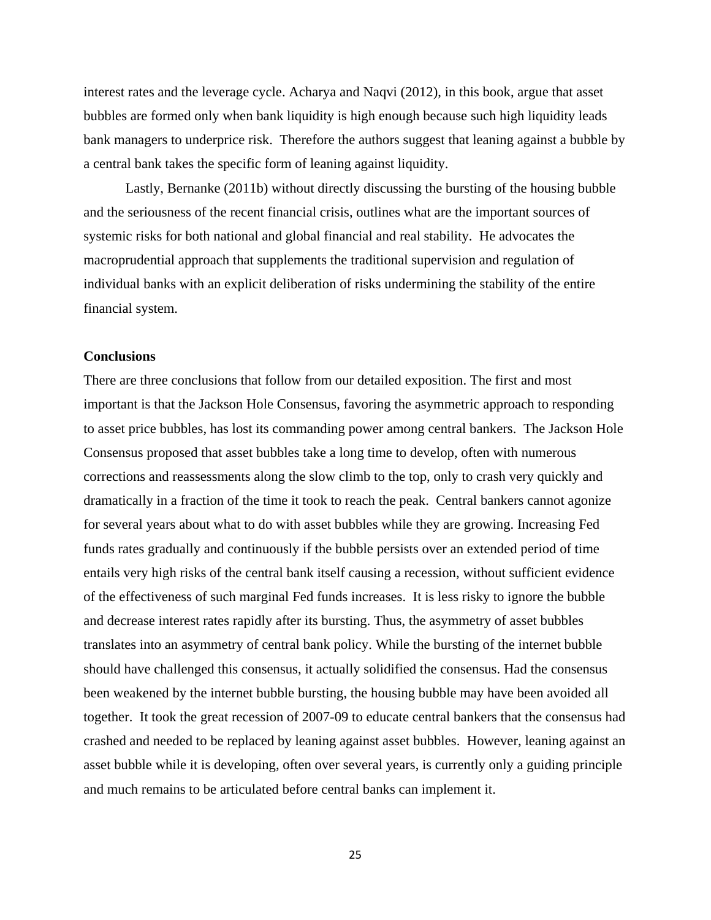interest rates and the leverage cycle. Acharya and Naqvi (2012), in this book, argue that asset bubbles are formed only when bank liquidity is high enough because such high liquidity leads bank managers to underprice risk. Therefore the authors suggest that leaning against a bubble by a central bank takes the specific form of leaning against liquidity.

Lastly, Bernanke (2011b) without directly discussing the bursting of the housing bubble and the seriousness of the recent financial crisis, outlines what are the important sources of systemic risks for both national and global financial and real stability. He advocates the macroprudential approach that supplements the traditional supervision and regulation of individual banks with an explicit deliberation of risks undermining the stability of the entire financial system.

**Conclusions**

There are three conclusions that follow from our detailed exposition. The first and most important is that the Jackson Hole Consensus, favoring the asymmetric approach to responding to asset price bubbles, has lost its commanding power among central bankers. The Jackson Hole Consensus proposed that asset bubbles take a long time to develop, often with numerous corrections and reassessments along the slow climb to the top, only to crash very quickly and dramatically in a fraction of the time it took to reach the peak. Central bankers cannot agonize for several years about what to do with asset bubbles while they are growing. Increasing Fed funds rates gradually and continuously if the bubble persists over an extended period of time entails very high risks of the central bank itself causing a recession, without sufficient evidence of the effectiveness of such marginal Fed funds increases. It is less risky to ignore the bubble and decrease interest rates rapidly after its bursting. Thus, the asymmetry of asset bubbles translates into an asymmetry of central bank policy. While the bursting of the internet bubble should have challenged this consensus, it actually solidified the consensus. Had the consensus been weakened by the internet bubble bursting, the housing bubble may have been avoided all together. It took the great recession of 2007-09 to educate central bankers that the consensus had crashed and needed to be replaced by leaning against asset bubbles. However, leaning against an asset bubble while it is developing, often over several years, is currently only a guiding principle and much remains to be articulated before central banks can implement it.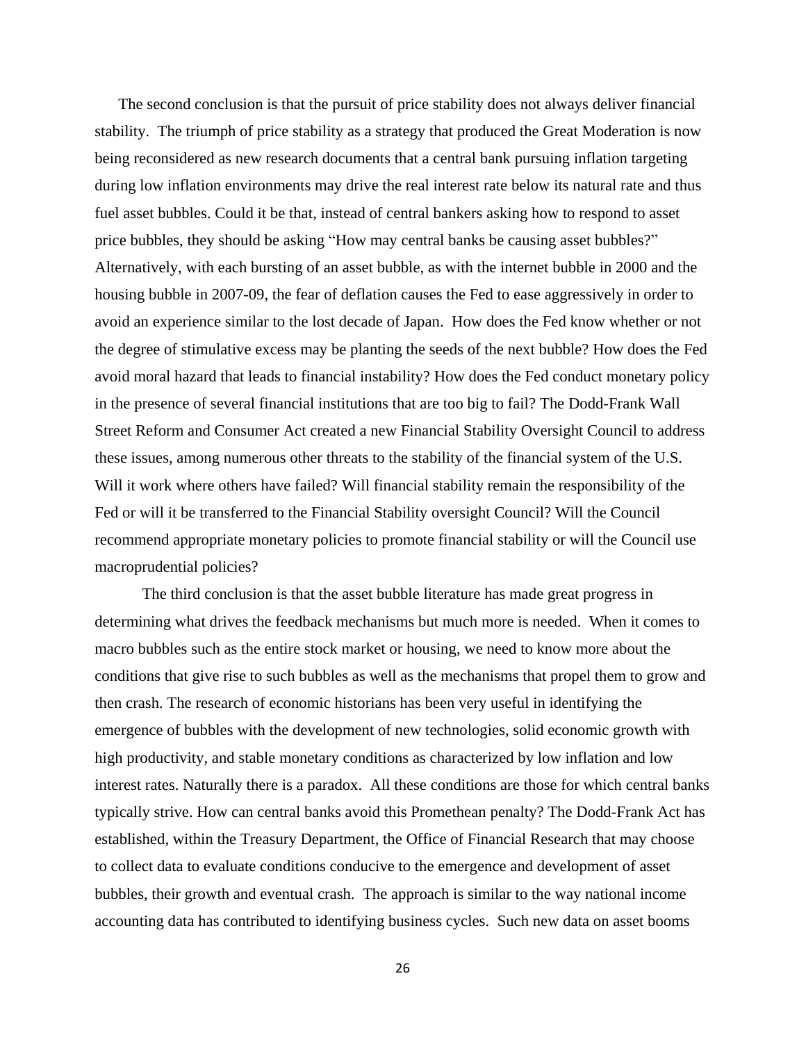The second conclusion is that the pursuit of price stability does not always deliver financial stability. The triumph of price stability as a strategy that produced the Great Moderation is now being reconsidered as new research documents that a central bank pursuing inflation targeting during low inflation environments may drive the real interest rate below its natural rate and thus fuel asset bubbles. Could it be that, instead of central bankers asking how to respond to asset price bubbles, they should be asking "How may central banks be causing asset bubbles?" Alternatively, with each bursting of an asset bubble, as with the internet bubble in 2000 and the housing bubble in 2007-09, the fear of deflation causes the Fed to ease aggressively in order to avoid an experience similar to the lost decade of Japan. How does the Fed know whether or not the degree of stimulative excess may be planting the seeds of the next bubble? How does the Fed avoid moral hazard that leads to financial instability? How does the Fed conduct monetary policy in the presence of several financial institutions that are too big to fail? The Dodd-Frank Wall Street Reform and Consumer Act created a new Financial Stability Oversight Council to address these issues, among numerous other threats to the stability of the financial system of the U.S. Will it work where others have failed? Will financial stability remain the responsibility of the Fed or will it be transferred to the Financial Stability oversight Council? Will the Council recommend appropriate monetary policies to promote financial stability or will the Council use macroprudential policies?

The third conclusion is that the asset bubble literature has made great progress in determining what drives the feedback mechanisms but much more is needed. When it comes to macro bubbles such as the entire stock market or housing, we need to know more about the conditions that give rise to such bubbles as well as the mechanisms that propel them to grow and then crash. The research of economic historians has been very useful in identifying the emergence of bubbles with the development of new technologies, solid economic growth with high productivity, and stable monetary conditions as characterized by low inflation and low interest rates. Naturally there is a paradox. All these conditions are those for which central banks typically strive. How can central banks avoid this Promethean penalty? The Dodd-Frank Act has established, within the Treasury Department, the Office of Financial Research that may choose to collect data to evaluate conditions conducive to the emergence and development of asset bubbles, their growth and eventual crash. The approach is similar to the way national income accounting data has contributed to identifying business cycles. Such new data on asset booms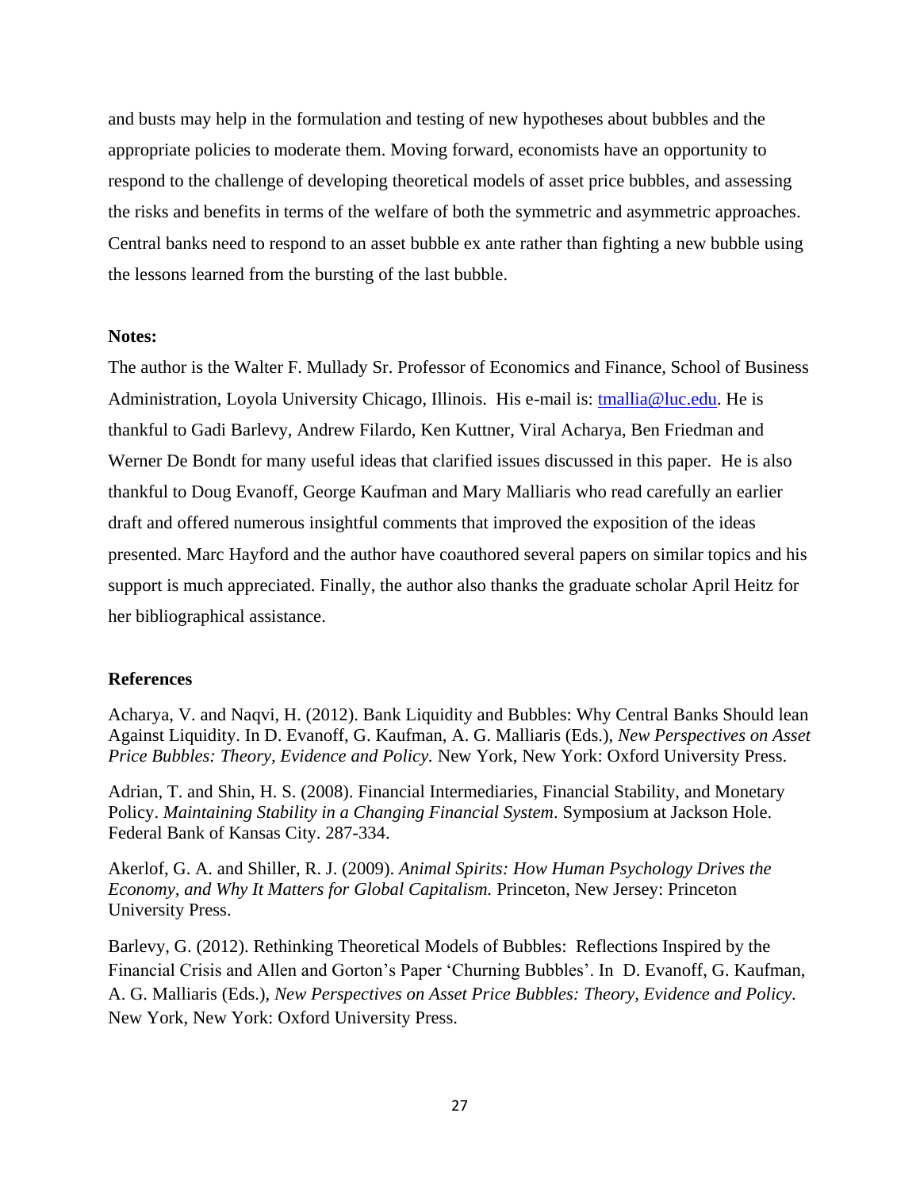and busts may help in the formulation and testing of new hypotheses about bubbles and the appropriate policies to moderate them. Moving forward, economists have an opportunity to respond to the challenge of developing theoretical models of asset price bubbles, and assessing the risks and benefits in terms of the welfare of both the symmetric and asymmetric approaches. Central banks need to respond to an asset bubble ex ante rather than fighting a new bubble using the lessons learned from the bursting of the last bubble.

**Notes:**

The author is the Walter F. Mullady Sr. Professor of Economics and Finance, School of Business Administration, Loyola University Chicago, Illinois. His e-mail is: tmallia@luc.edu. He is thankful to Gadi Barlevy, Andrew Filardo, Ken Kuttner, Viral Acharya, Ben Friedman and Werner De Bondt for many useful ideas that clarified issues discussed in this paper. He is also thankful to Doug Evanoff, George Kaufman and Mary Malliaris who read carefully an earlier draft and offered numerous insightful comments that improved the exposition of the ideas presented. Marc Hayford and the author have coauthored several papers on similar topics and his support is much appreciated. Finally, the author also thanks the graduate scholar April Heitz for her bibliographical assistance.

**References**

Acharya, V. and Naqvi, H. (2012). Bank Liquidity and Bubbles: Why Central Banks Should lean Against Liquidity. In D. Evanoff, G. Kaufman, A. G. Malliaris (Eds.), *New Perspectives on Asset Price Bubbles: Theory, Evidence and Policy.* New York, New York: Oxford University Press.

Adrian, T. and Shin, H. S. (2008). Financial Intermediaries, Financial Stability, and Monetary Policy. *Maintaining Stability in a Changing Financial System*. Symposium at Jackson Hole. Federal Bank of Kansas City. 287-334.

Akerlof, G. A. and Shiller, R. J. (2009). *Animal Spirits: How Human Psychology Drives the Economy, and Why It Matters for Global Capitalism.* Princeton, New Jersey: Princeton University Press.

Barlevy, G. (2012). Rethinking Theoretical Models of Bubbles: Reflections Inspired by the Financial Crisis and Allen and Gorton's Paper 'Churning Bubbles'. In D. Evanoff, G. Kaufman, A. G. Malliaris (Eds.), *New Perspectives on Asset Price Bubbles: Theory, Evidence and Policy.* New York, New York: Oxford University Press.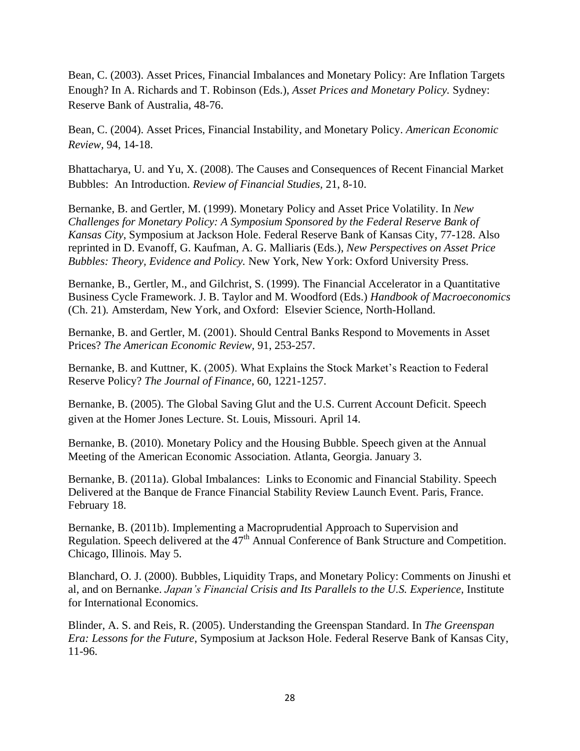Bean, C. (2003). Asset Prices, Financial Imbalances and Monetary Policy: Are Inflation Targets Enough? In A. Richards and T. Robinson (Eds.), *Asset Prices and Monetary Policy.* Sydney: Reserve Bank of Australia, 48-76.

Bean, C. (2004). Asset Prices, Financial Instability, and Monetary Policy. *American Economic Review,* 94, 14-18.

Bhattacharya, U. and Yu, X. (2008). The Causes and Consequences of Recent Financial Market Bubbles: An Introduction. *Review of Financial Studies,* 21, 8-10.

Bernanke, B. and Gertler, M. (1999). Monetary Policy and Asset Price Volatility. In *New Challenges for Monetary Policy: A Symposium Sponsored by the Federal Reserve Bank of Kansas City*, Symposium at Jackson Hole. Federal Reserve Bank of Kansas City, 77-128. Also reprinted in D. Evanoff, G. Kaufman, A. G. Malliaris (Eds.), *New Perspectives on Asset Price Bubbles: Theory, Evidence and Policy.* New York, New York: Oxford University Press.

Bernanke, B., Gertler, M., and Gilchrist, S. (1999). The Financial Accelerator in a Quantitative Business Cycle Framework. J. B. Taylor and M. Woodford (Eds.) *Handbook of Macroeconomics* (Ch. 21)*.* Amsterdam, New York, and Oxford: Elsevier Science, North-Holland.

Bernanke, B. and Gertler, M. (2001). Should Central Banks Respond to Movements in Asset Prices? *The American Economic Review*, 91, 253-257.

Bernanke, B. and Kuttner, K. (2005). What Explains the Stock Market's Reaction to Federal Reserve Policy? *The Journal of Finance*, 60, 1221-1257.

Bernanke, B. (2005). The Global Saving Glut and the U.S. Current Account Deficit. Speech given at the Homer Jones Lecture. St. Louis, Missouri. April 14.

Bernanke, B. (2010). Monetary Policy and the Housing Bubble. Speech given at the Annual Meeting of the American Economic Association. Atlanta, Georgia. January 3.

Bernanke, B. (2011a). Global Imbalances: Links to Economic and Financial Stability. Speech Delivered at the Banque de France Financial Stability Review Launch Event. Paris, France. February 18.

Bernanke, B. (2011b). Implementing a Macroprudential Approach to Supervision and Regulation. Speech delivered at the 47th Annual Conference of Bank Structure and Competition. Chicago, Illinois. May 5.

Blanchard, O. J. (2000). Bubbles, Liquidity Traps, and Monetary Policy: Comments on Jinushi et al, and on Bernanke. *Japan's Financial Crisis and Its Parallels to the U.S. Experience,* Institute for International Economics.

Blinder, A. S. and Reis, R. (2005). Understanding the Greenspan Standard. In *The Greenspan Era: Lessons for the Future*, Symposium at Jackson Hole. Federal Reserve Bank of Kansas City, 11-96.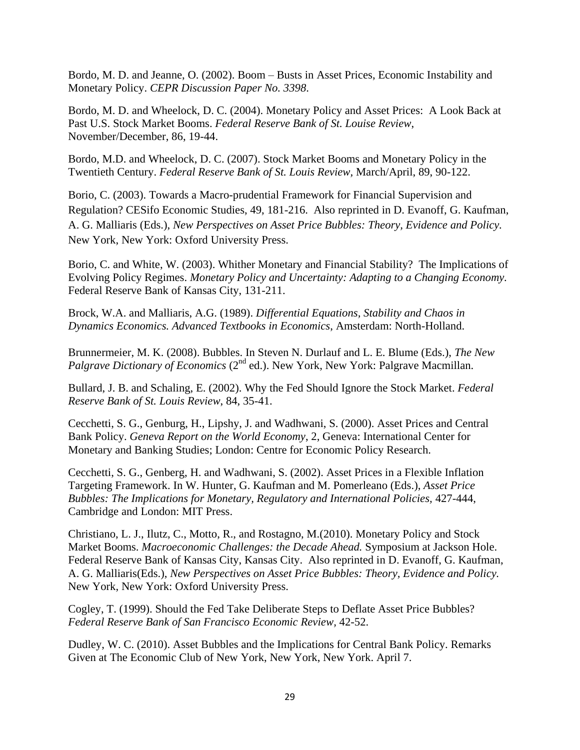Bordo, M. D. and Jeanne, O. (2002). Boom – Busts in Asset Prices, Economic Instability and Monetary Policy. *CEPR Discussion Paper No. 3398*.

Bordo, M. D. and Wheelock, D. C. (2004). Monetary Policy and Asset Prices: A Look Back at Past U.S. Stock Market Booms. *Federal Reserve Bank of St. Louise Review*, November/December, 86, 19-44.

Bordo, M.D. and Wheelock, D. C. (2007). Stock Market Booms and Monetary Policy in the Twentieth Century. *Federal Reserve Bank of St. Louis Review*, March/April, 89, 90-122.

Borio, C. (2003). Towards a Macro-prudential Framework for Financial Supervision and Regulation? CESifo Economic Studies, 49, 181-216. Also reprinted in D. Evanoff, G. Kaufman, A. G. Malliaris (Eds.), *New Perspectives on Asset Price Bubbles: Theory, Evidence and Policy*. New York, New York: Oxford University Press.

Borio, C. and White, W. (2003). Whither Monetary and Financial Stability? The Implications of Evolving Policy Regimes. *Monetary Policy and Uncertainty: Adapting to a Changing Economy*. Federal Reserve Bank of Kansas City, 131-211.

Brock, W.A. and Malliaris, A.G. (1989). *Differential Equations, Stability and Chaos in Dynamics Economics. Advanced Textbooks in Economics*, Amsterdam: North-Holland.

Brunnermeier, M. K. (2008). Bubbles. In Steven N. Durlauf and L. E. Blume (Eds.), *The New Palgrave Dictionary of Economics* (2nd ed.). New York, New York: Palgrave Macmillan.

Bullard, J. B. and Schaling, E. (2002). Why the Fed Should Ignore the Stock Market. *Federal Reserve Bank of St. Louis Review*, 84, 35-41.

Cecchetti, S. G., Genburg, H., Lipshy, J. and Wadhwani, S. (2000). Asset Prices and Central Bank Policy. *Geneva Report on the World Economy*, 2, Geneva: International Center for Monetary and Banking Studies; London: Centre for Economic Policy Research.

Cecchetti, S. G., Genberg, H. and Wadhwani, S. (2002). Asset Prices in a Flexible Inflation Targeting Framework. In W. Hunter, G. Kaufman and M. Pomerleano (Eds.), *Asset Price Bubbles: The Implications for Monetary, Regulatory and International Policies*, 427-444, Cambridge and London: MIT Press.

Christiano, L. J., Ilutz, C., Motto, R., and Rostagno, M.(2010). Monetary Policy and Stock Market Booms. *Macroeconomic Challenges: the Decade Ahead.* Symposium at Jackson Hole. Federal Reserve Bank of Kansas City, Kansas City. Also reprinted in D. Evanoff, G. Kaufman, A. G. Malliaris(Eds.), *New Perspectives on Asset Price Bubbles: Theory, Evidence and Policy.* New York, New York: Oxford University Press.

Cogley, T. (1999). Should the Fed Take Deliberate Steps to Deflate Asset Price Bubbles? *Federal Reserve Bank of San Francisco Economic Review*, 42-52.

Dudley, W. C. (2010). Asset Bubbles and the Implications for Central Bank Policy. Remarks Given at The Economic Club of New York, New York, New York. April 7.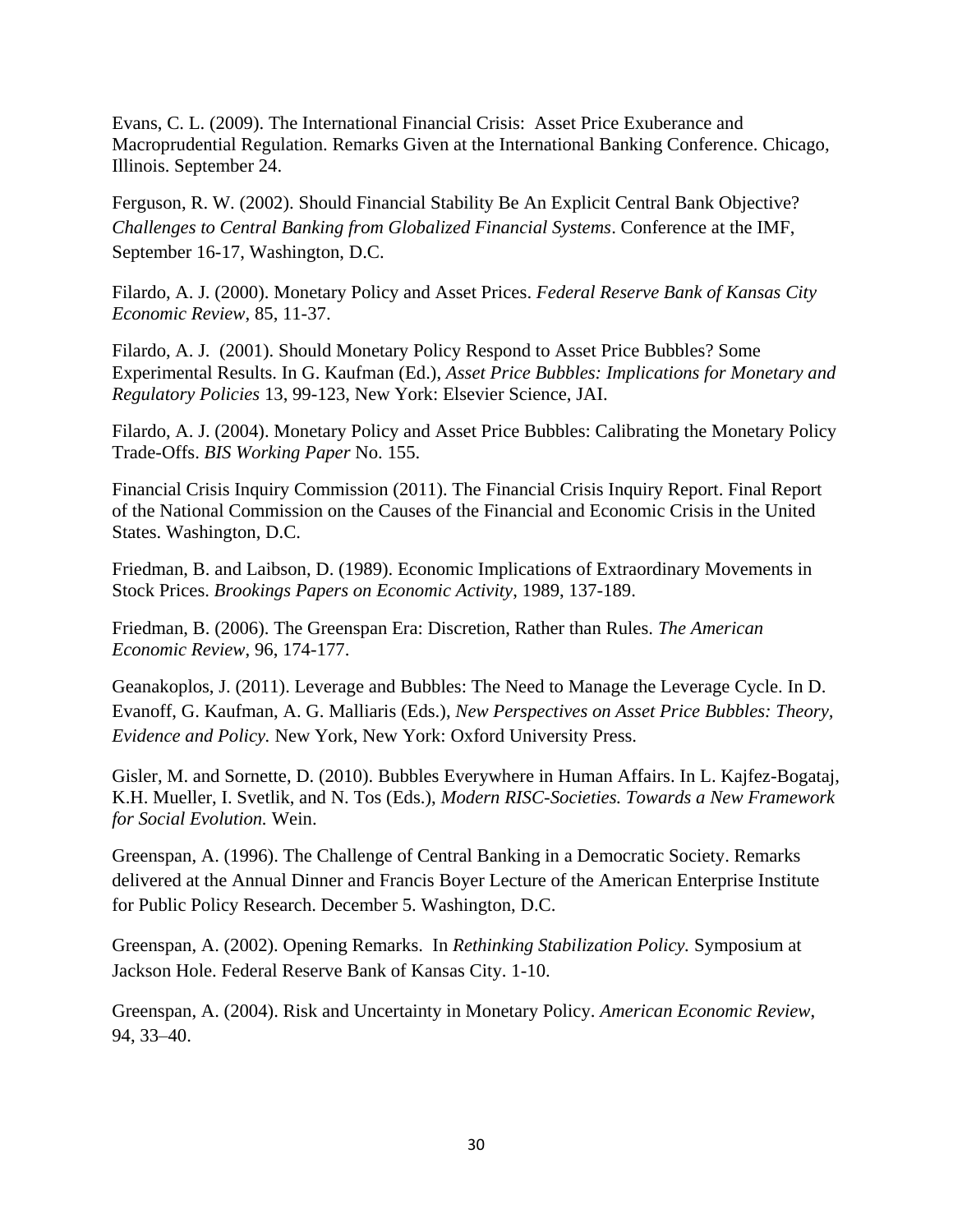Evans, C. L. (2009). The International Financial Crisis: Asset Price Exuberance and Macroprudential Regulation. Remarks Given at the International Banking Conference. Chicago, Illinois. September 24.

Ferguson, R. W. (2002). Should Financial Stability Be An Explicit Central Bank Objective? *Challenges to Central Banking from Globalized Financial Systems*. Conference at the IMF, September 16-17, Washington, D.C.

Filardo, A. J. (2000). Monetary Policy and Asset Prices. *Federal Reserve Bank of Kansas City Economic Review*, 85, 11-37.

Filardo, A. J. (2001). Should Monetary Policy Respond to Asset Price Bubbles? Some Experimental Results. In G. Kaufman (Ed.), *Asset Price Bubbles: Implications for Monetary and Regulatory Policies* 13, 99-123, New York: Elsevier Science, JAI.

Filardo, A. J. (2004). Monetary Policy and Asset Price Bubbles: Calibrating the Monetary Policy Trade-Offs. *BIS Working Paper* No. 155.

Financial Crisis Inquiry Commission (2011). The Financial Crisis Inquiry Report. Final Report of the National Commission on the Causes of the Financial and Economic Crisis in the United States. Washington, D.C.

Friedman, B. and Laibson, D. (1989). Economic Implications of Extraordinary Movements in Stock Prices. *Brookings Papers on Economic Activity*, 1989, 137-189.

Friedman, B. (2006). The Greenspan Era: Discretion, Rather than Rules. *The American Economic Review*, 96, 174-177.

Geanakoplos, J. (2011). Leverage and Bubbles: The Need to Manage the Leverage Cycle. In D. Evanoff, G. Kaufman, A. G. Malliaris (Eds.), *New Perspectives on Asset Price Bubbles: Theory, Evidence and Policy.* New York, New York: Oxford University Press.

Gisler, M. and Sornette, D. (2010). Bubbles Everywhere in Human Affairs. In L. Kajfez-Bogataj, K.H. Mueller, I. Svetlik, and N. Tos (Eds.), *Modern RISC-Societies. Towards a New Framework for Social Evolution.* Wein.

Greenspan, A. (1996). The Challenge of Central Banking in a Democratic Society. Remarks delivered at the Annual Dinner and Francis Boyer Lecture of the American Enterprise Institute for Public Policy Research. December 5. Washington, D.C.

Greenspan, A. (2002). Opening Remarks. In *Rethinking Stabilization Policy.* Symposium at Jackson Hole. Federal Reserve Bank of Kansas City. 1-10.

Greenspan, A. (2004). Risk and Uncertainty in Monetary Policy. *American Economic Review*, 94, 33–40.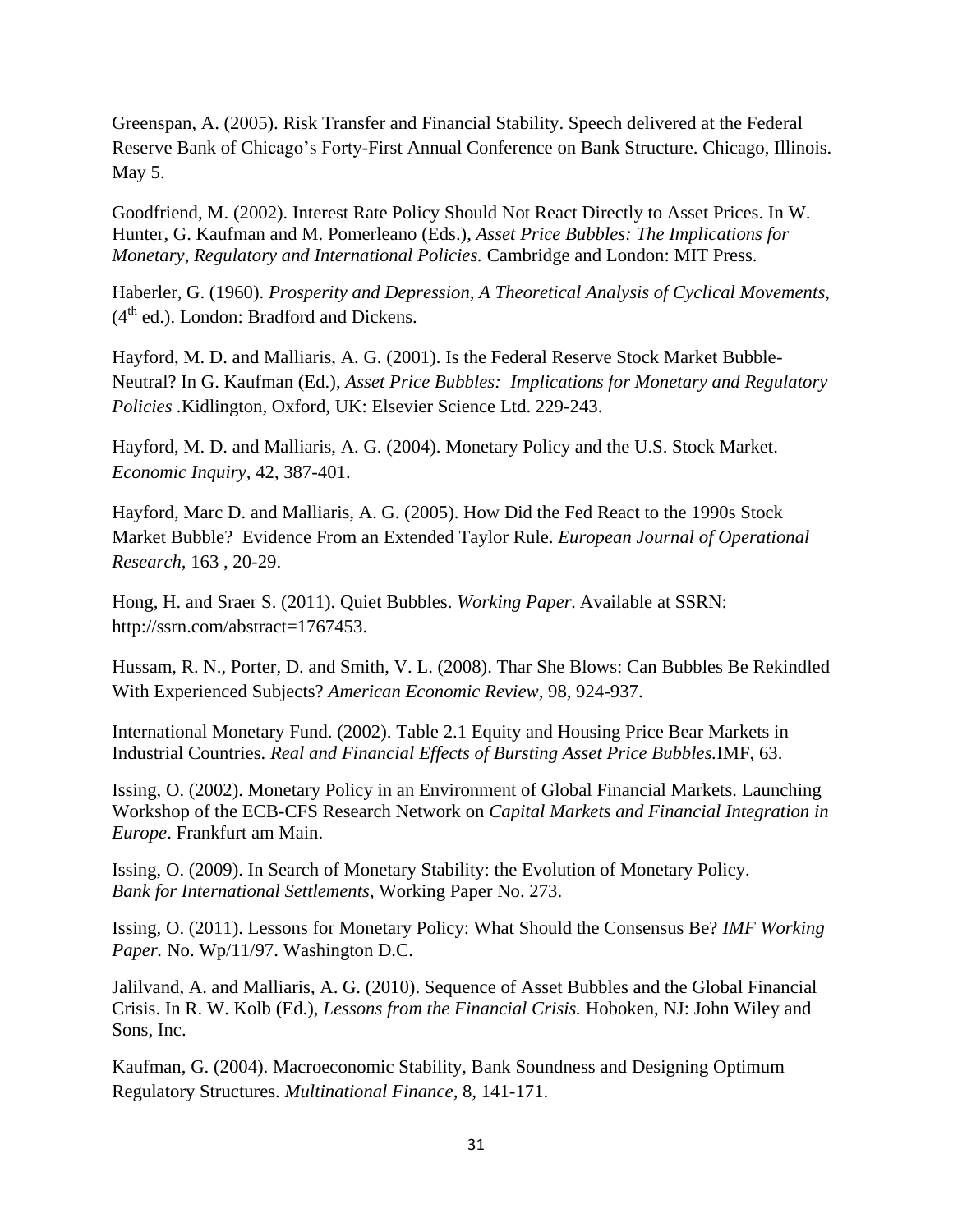Greenspan, A. (2005). Risk Transfer and Financial Stability. Speech delivered at the Federal Reserve Bank of Chicago's Forty-First Annual Conference on Bank Structure. Chicago, Illinois. May 5.

Goodfriend, M. (2002). Interest Rate Policy Should Not React Directly to Asset Prices. In W. Hunter, G. Kaufman and M. Pomerleano (Eds.), *Asset Price Bubbles: The Implications for Monetary, Regulatory and International Policies.* Cambridge and London: MIT Press.

Haberler, G. (1960). *Prosperity and Depression, A Theoretical Analysis of Cyclical Movements*, (4th ed.). London: Bradford and Dickens.

Hayford, M. D. and Malliaris, A. G. (2001). Is the Federal Reserve Stock Market Bubble-Neutral? In G. Kaufman (Ed.), *Asset Price Bubbles: Implications for Monetary and Regulatory Policies* .Kidlington, Oxford, UK: Elsevier Science Ltd. 229-243.

Hayford, M. D. and Malliaris, A. G. (2004). Monetary Policy and the U.S. Stock Market. *Economic Inquiry*, 42, 387-401.

Hayford, Marc D. and Malliaris, A. G. (2005). How Did the Fed React to the 1990s Stock Market Bubble? Evidence From an Extended Taylor Rule. *European Journal of Operational Research,* 163 , 20-29.

Hong, H. and Sraer S. (2011). Quiet Bubbles. *Working Paper.* Available at SSRN: http://ssrn.com/abstract=1767453.

Hussam, R. N., Porter, D. and Smith, V. L. (2008). Thar She Blows: Can Bubbles Be Rekindled With Experienced Subjects? *American Economic Review*, 98, 924-937.

International Monetary Fund. (2002). Table 2.1 Equity and Housing Price Bear Markets in Industrial Countries. *Real and Financial Effects of Bursting Asset Price Bubbles.*IMF, 63.

Issing, O. (2002). Monetary Policy in an Environment of Global Financial Markets. Launching Workshop of the ECB-CFS Research Network on *Capital Markets and Financial Integration in Europe*. Frankfurt am Main.

Issing, O. (2009). In Search of Monetary Stability: the Evolution of Monetary Policy. *Bank for International Settlements*, Working Paper No. 273.

Issing, O. (2011). Lessons for Monetary Policy: What Should the Consensus Be? *IMF Working Paper.* No. Wp/11/97. Washington D.C.

Jalilvand, A. and Malliaris, A. G. (2010). Sequence of Asset Bubbles and the Global Financial Crisis. In R. W. Kolb (Ed.), *Lessons from the Financial Crisis.* Hoboken, NJ: John Wiley and Sons, Inc.

Kaufman, G. (2004). Macroeconomic Stability, Bank Soundness and Designing Optimum Regulatory Structures. *Multinational Finance*, 8, 141-171.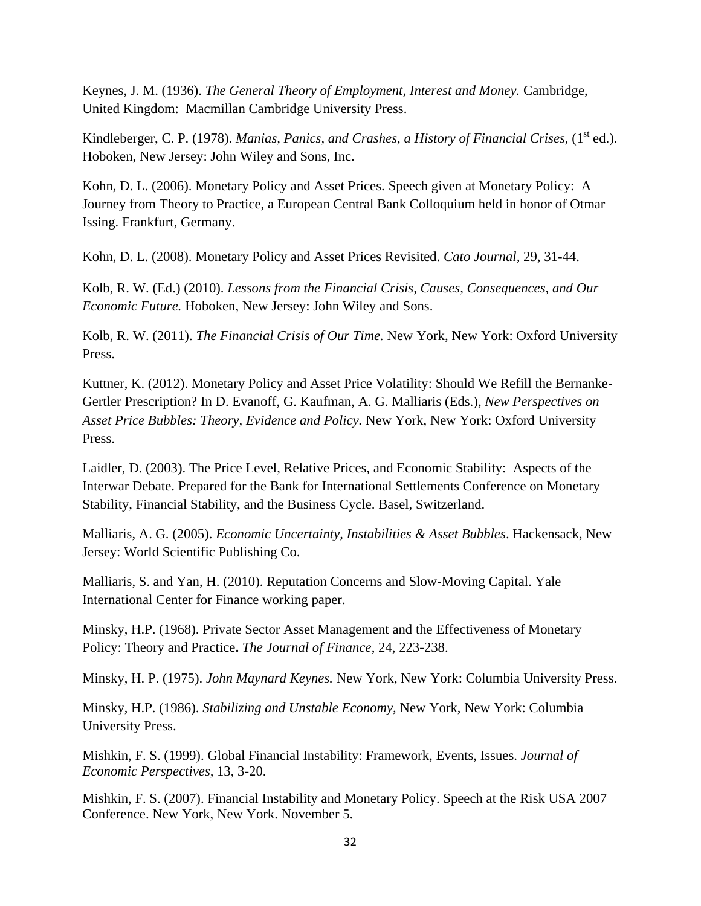Keynes, J. M. (1936). *The General Theory of Employment, Interest and Money.* Cambridge, United Kingdom: Macmillan Cambridge University Press.

Kindleberger, C. P. (1978). *Manias, Panics, and Crashes, a History of Financial Crises,* (1st ed.). Hoboken, New Jersey: John Wiley and Sons, Inc.

Kohn, D. L. (2006). Monetary Policy and Asset Prices. Speech given at Monetary Policy: A Journey from Theory to Practice, a European Central Bank Colloquium held in honor of Otmar Issing. Frankfurt, Germany.

Kohn, D. L. (2008). Monetary Policy and Asset Prices Revisited. *Cato Journal,* 29, 31-44.

Kolb, R. W. (Ed.) (2010). *Lessons from the Financial Crisis, Causes, Consequences, and Our Economic Future.* Hoboken, New Jersey: John Wiley and Sons.

Kolb, R. W. (2011). *The Financial Crisis of Our Time.* New York, New York: Oxford University Press.

Kuttner, K. (2012). Monetary Policy and Asset Price Volatility: Should We Refill the Bernanke-Gertler Prescription? In D. Evanoff, G. Kaufman, A. G. Malliaris (Eds.), *New Perspectives on Asset Price Bubbles: Theory, Evidence and Policy.* New York, New York: Oxford University Press.

Laidler, D. (2003). The Price Level, Relative Prices, and Economic Stability: Aspects of the Interwar Debate. Prepared for the Bank for International Settlements Conference on Monetary Stability, Financial Stability, and the Business Cycle. Basel, Switzerland.

Malliaris, A. G. (2005). *Economic Uncertainty, Instabilities & Asset Bubbles*. Hackensack, New Jersey: World Scientific Publishing Co.

Malliaris, S. and Yan, H. (2010). Reputation Concerns and Slow-Moving Capital. Yale International Center for Finance working paper.

Minsky, H.P. (1968). Private Sector Asset Management and the Effectiveness of Monetary Policy: Theory and Practice**.** *The Journal of Finance*, 24, 223-238.

Minsky, H. P. (1975). *John Maynard Keynes.* New York, New York: Columbia University Press.

Minsky, H.P. (1986). *Stabilizing and Unstable Economy,* New York, New York: Columbia University Press.

Mishkin, F. S. (1999). Global Financial Instability: Framework, Events, Issues. *Journal of Economic Perspectives,* 13, 3-20.

Mishkin, F. S. (2007). Financial Instability and Monetary Policy. Speech at the Risk USA 2007 Conference. New York, New York. November 5.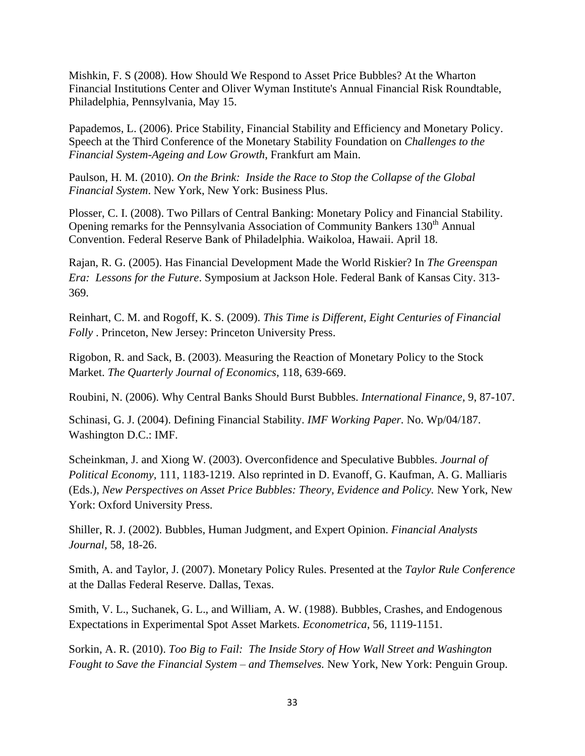Mishkin, F. S (2008). How Should We Respond to Asset Price Bubbles? At the Wharton Financial Institutions Center and Oliver Wyman Institute's Annual Financial Risk Roundtable, Philadelphia, Pennsylvania, May 15.

Papademos, L. (2006). Price Stability, Financial Stability and Efficiency and Monetary Policy. Speech at the Third Conference of the Monetary Stability Foundation on *Challenges to the Financial System-Ageing and Low Growth*, Frankfurt am Main.

Paulson, H. M. (2010). *On the Brink: Inside the Race to Stop the Collapse of the Global Financial System*. New York, New York: Business Plus.

Plosser, C. I. (2008). Two Pillars of Central Banking: Monetary Policy and Financial Stability. Opening remarks for the Pennsylvania Association of Community Bankers 130th Annual Convention. Federal Reserve Bank of Philadelphia. Waikoloa, Hawaii. April 18.

Rajan, R. G. (2005). Has Financial Development Made the World Riskier? In *The Greenspan Era: Lessons for the Future*. Symposium at Jackson Hole. Federal Bank of Kansas City. 313-369.

Reinhart, C. M. and Rogoff, K. S. (2009). *This Time is Different, Eight Centuries of Financial Folly* . Princeton, New Jersey: Princeton University Press.

Rigobon, R. and Sack, B. (2003). Measuring the Reaction of Monetary Policy to the Stock Market. *The Quarterly Journal of Economics*, 118, 639-669.

Roubini, N. (2006). Why Central Banks Should Burst Bubbles. *International Finance,* 9, 87-107.

Schinasi, G. J. (2004). Defining Financial Stability. *IMF Working Paper.* No. Wp/04/187. Washington D.C.: IMF.

Scheinkman, J. and Xiong W. (2003). Overconfidence and Speculative Bubbles. *Journal of Political Economy,* 111, 1183-1219. Also reprinted in D. Evanoff, G. Kaufman, A. G. Malliaris (Eds.), *New Perspectives on Asset Price Bubbles: Theory, Evidence and Policy.* New York, New York: Oxford University Press.

Shiller, R. J. (2002). Bubbles, Human Judgment, and Expert Opinion. *Financial Analysts Journal,* 58, 18-26.

Smith, A. and Taylor, J. (2007). Monetary Policy Rules. Presented at the *Taylor Rule Conference* at the Dallas Federal Reserve. Dallas, Texas.

Smith, V. L., Suchanek, G. L., and William, A. W. (1988). Bubbles, Crashes, and Endogenous Expectations in Experimental Spot Asset Markets. *Econometrica*, 56, 1119-1151.

Sorkin, A. R. (2010). *Too Big to Fail: The Inside Story of How Wall Street and Washington Fought to Save the Financial System – and Themselves.* New York, New York: Penguin Group.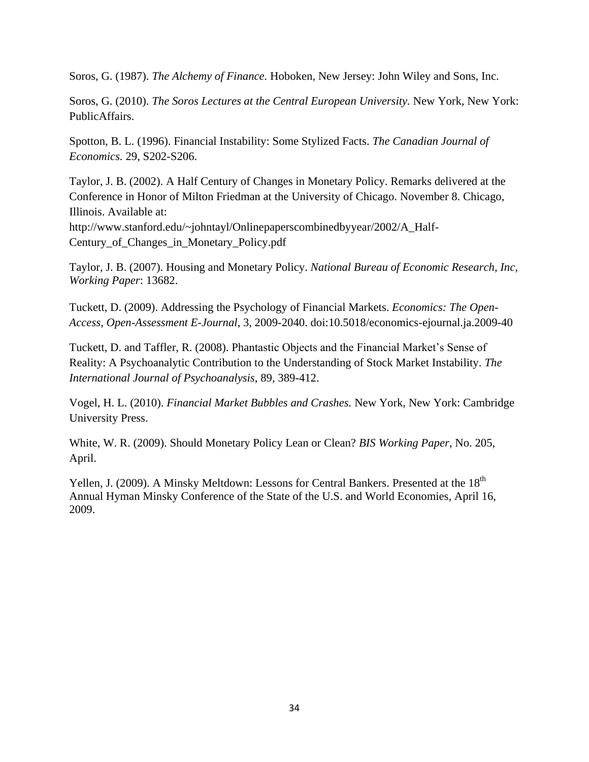Soros, G. (1987). *The Alchemy of Finance.* Hoboken, New Jersey: John Wiley and Sons, Inc.

Soros, G. (2010). *The Soros Lectures at the Central European University.* New York, New York: PublicAffairs.

Spotton, B. L. (1996). Financial Instability: Some Stylized Facts. *The Canadian Journal of Economics.* 29, S202-S206.

Taylor, J. B. (2002). A Half Century of Changes in Monetary Policy. Remarks delivered at the Conference in Honor of Milton Friedman at the University of Chicago. November 8. Chicago, Illinois. Available at: http://www.stanford.edu/~johntayl/Onlinepaperscombinedbyyear/2002/A_Half-Century_of_Changes_in_Monetary_Policy.pdf

Taylor, J. B. (2007). Housing and Monetary Policy. *National Bureau of Economic Research, Inc, Working Paper*: 13682.

Tuckett, D. (2009). Addressing the Psychology of Financial Markets. *Economics: The Open-Access, Open-Assessment E-Journal*, 3, 2009-2040. doi:10.5018/economics-ejournal.ja.2009-40

Tuckett, D. and Taffler, R. (2008). Phantastic Objects and the Financial Market's Sense of Reality: A Psychoanalytic Contribution to the Understanding of Stock Market Instability. *The International Journal of Psychoanalysis*, 89, 389-412.

Vogel, H. L. (2010). *Financial Market Bubbles and Crashes.* New York, New York: Cambridge University Press.

White, W. R. (2009). Should Monetary Policy Lean or Clean? *BIS Working Paper*, No. 205, April.

Yellen, J. (2009). A Minsky Meltdown: Lessons for Central Bankers. Presented at the 18th Annual Hyman Minsky Conference of the State of the U.S. and World Economies, April 16, 2009.